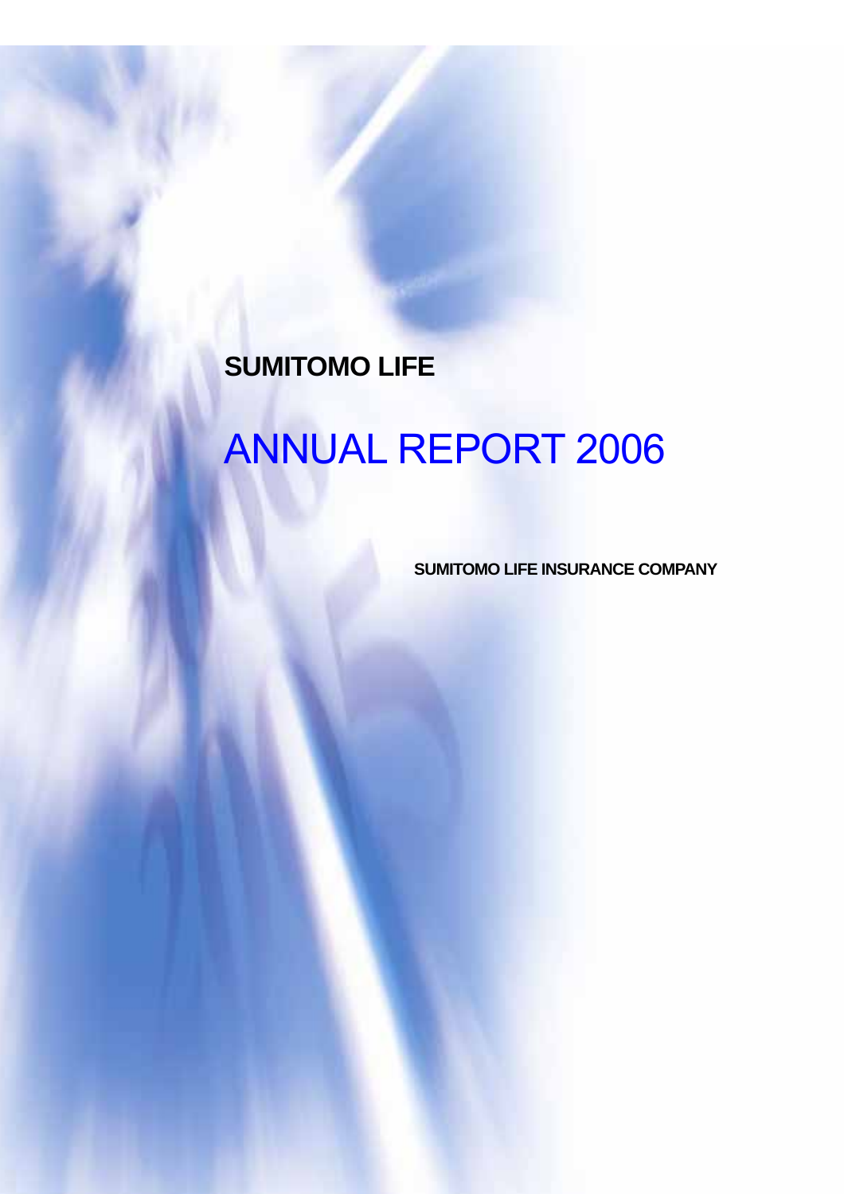**SUMITOMO LIFE**

# ANNUAL REPORT 2006

**SUMITOMO LIFE INSURANCE COMPANY**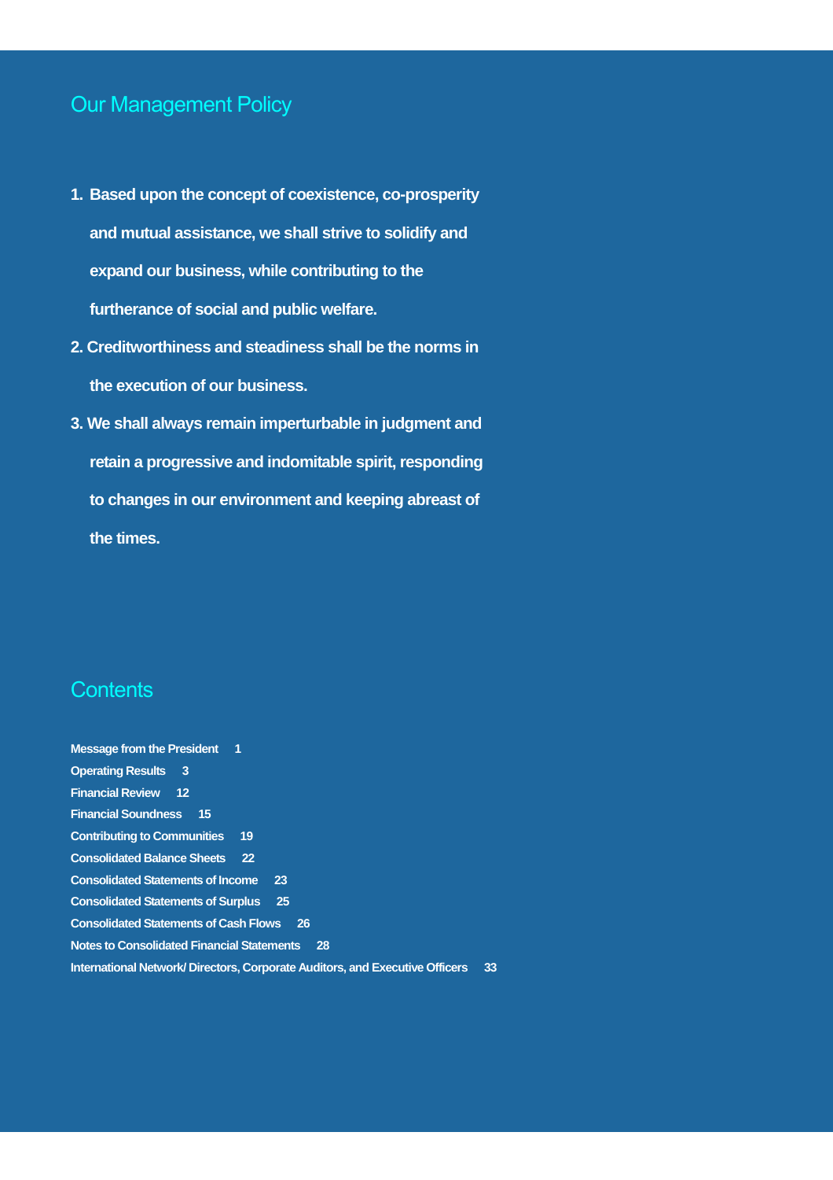## Our Management Policy

1. **Based upon the concept of coexistence, co-prosperity and mutual assistance, we shall strive to solidify and expand our business, while contributing to the furtherance of social and public welfare.**
2. **Creditworthiness and steadiness shall be the norms in the execution of our business.**
3. **We shall always remain imperturbable in judgment and retain a progressive and indomitable spirit, responding to changes in our environment and keeping abreast of the times.**

## Contents

| | |
|---|---|
| Message from the President | 1 |
| Operating Results | 3 |
| Financial Review | 12 |
| Financial Soundness | 15 |
| Contributing to Communities | 19 |
| Consolidated Balance Sheets | 22 |
| Consolidated Statements of Income | 23 |
| Consolidated Statements of Surplus | 25 |
| Consolidated Statements of Cash Flows | 26 |
| Notes to Consolidated Financial Statements | 28 |
| International Network/ Directors, Corporate Auditors, and Executive Officers | 33 |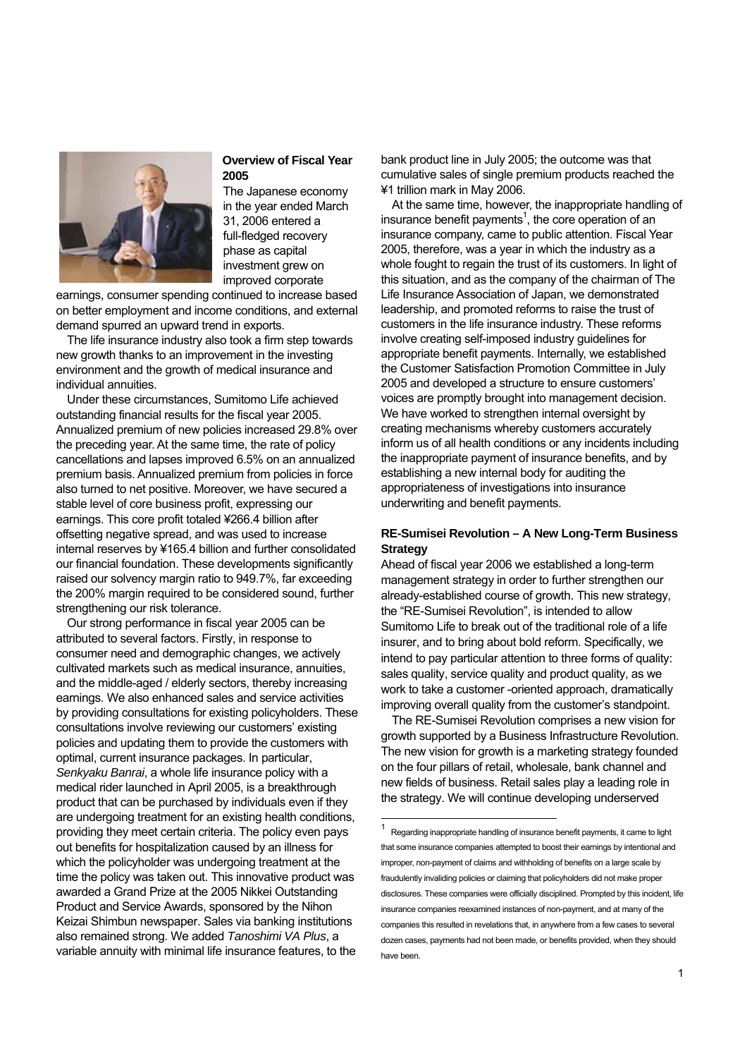## Overview of Fiscal Year 2005

The Japanese economy in the year ended March 31, 2006 entered a full-fledged recovery phase as capital investment grew on improved corporate earnings, consumer spending continued to increase based on better employment and income conditions, and external demand spurred an upward trend in exports.

The life insurance industry also took a firm step towards new growth thanks to an improvement in the investing environment and the growth of medical insurance and individual annuities.

Under these circumstances, Sumitomo Life achieved outstanding financial results for the fiscal year 2005. Annualized premium of new policies increased 29.8% over the preceding year. At the same time, the rate of policy cancellations and lapses improved 6.5% on an annualized premium basis. Annualized premium from policies in force also turned to net positive. Moreover, we have secured a stable level of core business profit, expressing our earnings. This core profit totaled ¥266.4 billion after offsetting negative spread, and was used to increase internal reserves by ¥165.4 billion and further consolidated our financial foundation. These developments significantly raised our solvency margin ratio to 949.7%, far exceeding the 200% margin required to be considered sound, further strengthening our risk tolerance.

Our strong performance in fiscal year 2005 can be attributed to several factors. Firstly, in response to consumer need and demographic changes, we actively cultivated markets such as medical insurance, annuities, and the middle-aged / elderly sectors, thereby increasing earnings. We also enhanced sales and service activities by providing consultations for existing policyholders. These consultations involve reviewing our customers' existing policies and updating them to provide the customers with optimal, current insurance packages. In particular, *Senkyaku Banrai*, a whole life insurance policy with a medical rider launched in April 2005, is a breakthrough product that can be purchased by individuals even if they are undergoing treatment for an existing health conditions, providing they meet certain criteria. The policy even pays out benefits for hospitalization caused by an illness for which the policyholder was undergoing treatment at the time the policy was taken out. This innovative product was awarded a Grand Prize at the 2005 Nikkei Outstanding Product and Service Awards, sponsored by the Nihon Keizai Shimbun newspaper. Sales via banking institutions also remained strong. We added *Tanoshimi VA Plus*, a variable annuity with minimal life insurance features, to the bank product line in July 2005; the outcome was that cumulative sales of single premium products reached the ¥1 trillion mark in May 2006.

At the same time, however, the inappropriate handling of insurance benefit payments[1], the core operation of an insurance company, came to public attention. Fiscal Year 2005, therefore, was a year in which the industry as a whole fought to regain the trust of its customers. In light of this situation, and as the company of the chairman of The Life Insurance Association of Japan, we demonstrated leadership, and promoted reforms to raise the trust of customers in the life insurance industry. These reforms involve creating self-imposed industry guidelines for appropriate benefit payments. Internally, we established the Customer Satisfaction Promotion Committee in July 2005 and developed a structure to ensure customers' voices are promptly brought into management decision. We have worked to strengthen internal oversight by creating mechanisms whereby customers accurately inform us of all health conditions or any incidents including the inappropriate payment of insurance benefits, and by establishing a new internal body for auditing the appropriateness of investigations into insurance underwriting and benefit payments.

## RE-Sumisei Revolution – A New Long-Term Business Strategy

Ahead of fiscal year 2006 we established a long-term management strategy in order to further strengthen our already-established course of growth. This new strategy, the "RE-Sumisei Revolution", is intended to allow Sumitomo Life to break out of the traditional role of a life insurer, and to bring about bold reform. Specifically, we intend to pay particular attention to three forms of quality: sales quality, service quality and product quality, as we work to take a customer -oriented approach, dramatically improving overall quality from the customer's standpoint.

The RE-Sumisei Revolution comprises a new vision for growth supported by a Business Infrastructure Revolution. The new vision for growth is a marketing strategy founded on the four pillars of retail, wholesale, bank channel and new fields of business. Retail sales play a leading role in the strategy. We will continue developing underserved

---

[1] Regarding inappropriate handling of insurance benefit payments, it came to light that some insurance companies attempted to boost their earnings by intentional and improper, non-payment of claims and withholding of benefits on a large scale by fraudulently invalidating policies or claiming that policyholders did not make proper disclosures. These companies were officially disciplined. Prompted by this incident, life insurance companies reexamined instances of non-payment, and at many of the companies this resulted in revelations that, in anywhere from a few cases to several dozen cases, payments had not been made, or benefits provided, when they should have been.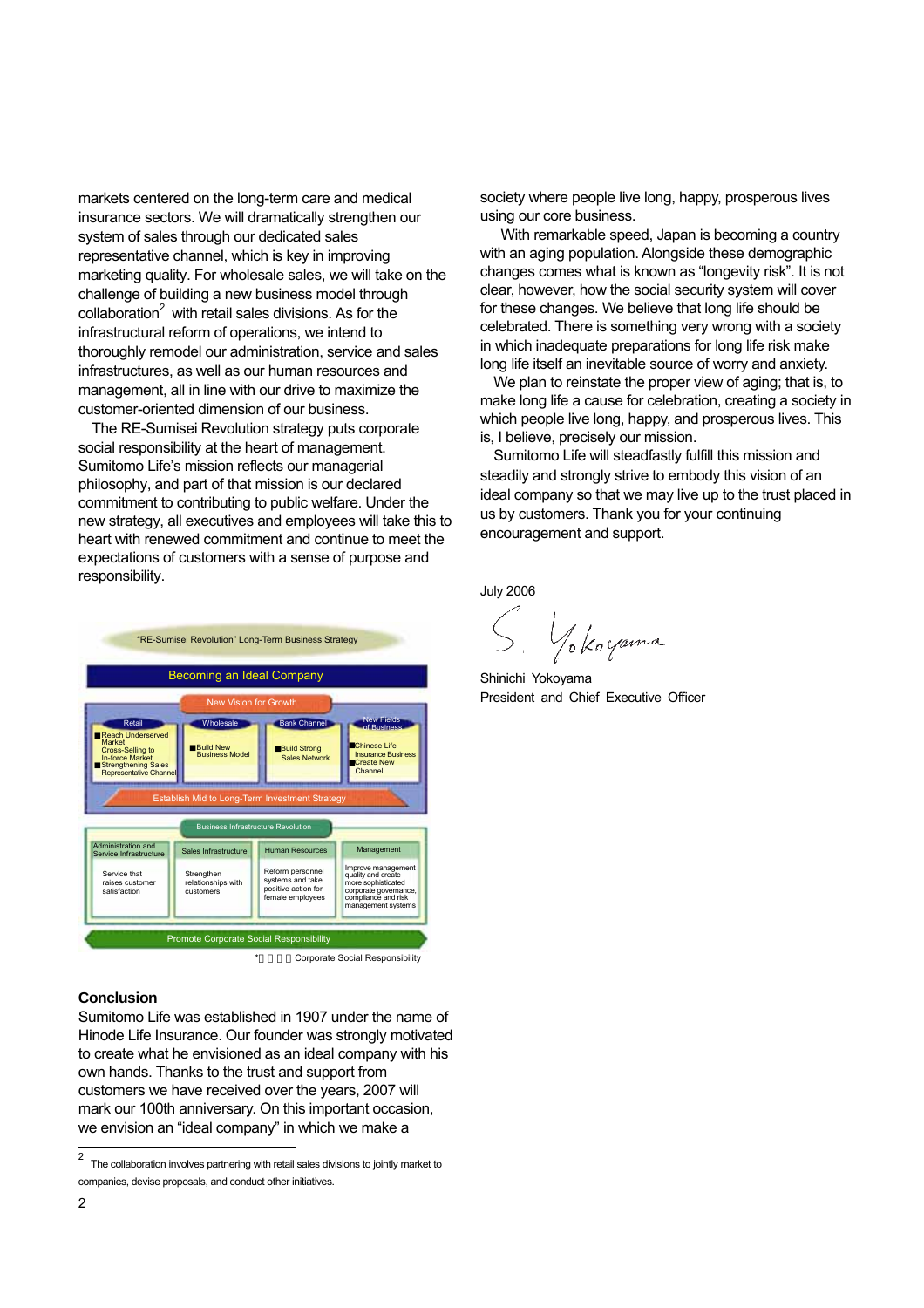markets centered on the long-term care and medical insurance sectors. We will dramatically strengthen our system of sales through our dedicated sales representative channel, which is key in improving marketing quality. For wholesale sales, we will take on the challenge of building a new business model through collaboration[2] with retail sales divisions. As for the infrastructural reform of operations, we intend to thoroughly remodel our administration, service and sales infrastructures, as well as our human resources and management, all in line with our drive to maximize the customer-oriented dimension of our business.

The RE-Sumisei Revolution strategy puts corporate social responsibility at the heart of management. Sumitomo Life's mission reflects our managerial philosophy, and part of that mission is our declared commitment to contributing to public welfare. Under the new strategy, all executives and employees will take this to heart with renewed commitment and continue to meet the expectations of customers with a sense of purpose and responsibility.

"RE-Sumisei Revolution" Long-Term Business Strategy

**Becoming an Ideal Company**

New Vision for Growth

| Retail | Wholesale | Bank Channel | New Fields of Business |
|---|---|---|---|
| ■Reach Underserved Market Cross-Selling to In-force Market ■Strengthening Sales Representative Channel | ■Build New Business Model | ■Build Strong Sales Network | ■Chinese Life Insurance Business ■Create New Channel |

Establish Mid to Long-Term Investment Strategy

Business Infrastructure Revolution

| Administration and Service Infrastructure | Sales Infrastructure | Human Resources | Management |
|---|---|---|---|
| Service that raises customer satisfaction | Strengthen relationships with customers | Reform personnel systems and take positive action for female employees | Improve management quality and create more sophisticated corporate governance, compliance and risk management systems |

Promote Corporate Social Responsibility

*□□□□ Corporate Social Responsibility

## Conclusion

Sumitomo Life was established in 1907 under the name of Hinode Life Insurance. Our founder was strongly motivated to create what he envisioned as an ideal company with his own hands. Thanks to the trust and support from customers we have received over the years, 2007 will mark our 100th anniversary. On this important occasion, we envision an "ideal company" in which we make a society where people live long, happy, prosperous lives using our core business.

With remarkable speed, Japan is becoming a country with an aging population. Alongside these demographic changes comes what is known as "longevity risk". It is not clear, however, how the social security system will cover for these changes. We believe that long life should be celebrated. There is something very wrong with a society in which inadequate preparations for long life risk make long life itself an inevitable source of worry and anxiety.

We plan to reinstate the proper view of aging; that is, to make long life a cause for celebration, creating a society in which people live long, happy, and prosperous lives. This is, I believe, precisely our mission.

Sumitomo Life will steadfastly fulfill this mission and steadily and strongly strive to embody this vision of an ideal company so that we may live up to the trust placed in us by customers. Thank you for your continuing encouragement and support.

July 2006

S. Yokoyama

Shinichi Yokoyama
President and Chief Executive Officer

---

[2] The collaboration involves partnering with retail sales divisions to jointly market to companies, devise proposals, and conduct other initiatives.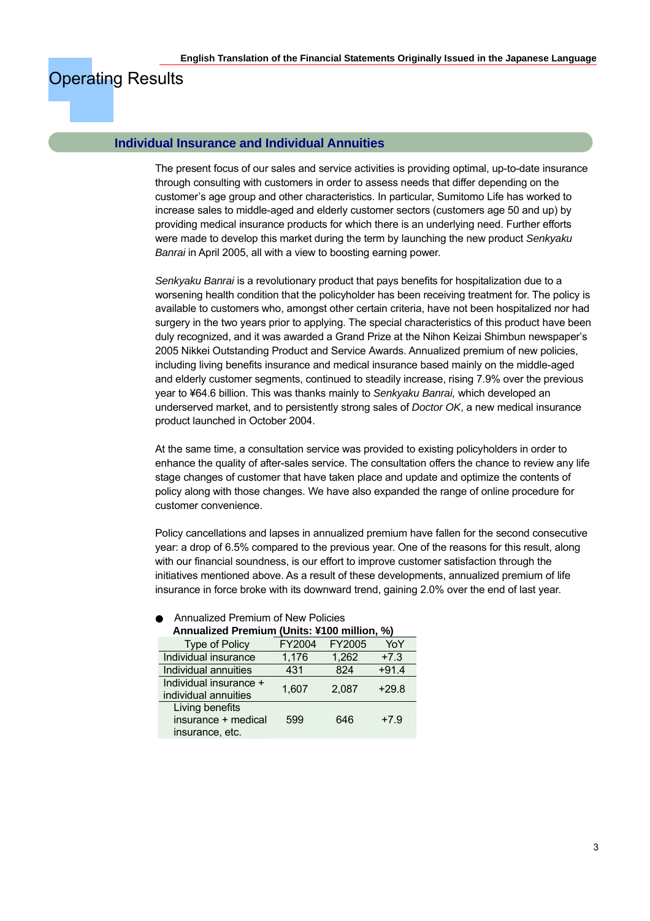# Operating Results

## Individual Insurance and Individual Annuities

The present focus of our sales and service activities is providing optimal, up-to-date insurance through consulting with customers in order to assess needs that differ depending on the customer's age group and other characteristics. In particular, Sumitomo Life has worked to increase sales to middle-aged and elderly customer sectors (customers age 50 and up) by providing medical insurance products for which there is an underlying need. Further efforts were made to develop this market during the term by launching the new product *Senkyaku Banrai* in April 2005, all with a view to boosting earning power.

*Senkyaku Banrai* is a revolutionary product that pays benefits for hospitalization due to a worsening health condition that the policyholder has been receiving treatment for. The policy is available to customers who, amongst other certain criteria, have not been hospitalized nor had surgery in the two years prior to applying. The special characteristics of this product have been duly recognized, and it was awarded a Grand Prize at the Nihon Keizai Shimbun newspaper's 2005 Nikkei Outstanding Product and Service Awards. Annualized premium of new policies, including living benefits insurance and medical insurance based mainly on the middle-aged and elderly customer segments, continued to steadily increase, rising 7.9% over the previous year to ¥64.6 billion. This was thanks mainly to *Senkyaku Banrai,* which developed an underserved market, and to persistently strong sales of *Doctor OK*, a new medical insurance product launched in October 2004.

At the same time, a consultation service was provided to existing policyholders in order to enhance the quality of after-sales service. The consultation offers the chance to review any life stage changes of customer that have taken place and update and optimize the contents of policy along with those changes. We have also expanded the range of online procedure for customer convenience.

Policy cancellations and lapses in annualized premium have fallen for the second consecutive year: a drop of 6.5% compared to the previous year. One of the reasons for this result, along with our financial soundness, is our effort to improve customer satisfaction through the initiatives mentioned above. As a result of these developments, annualized premium of life insurance in force broke with its downward trend, gaining 2.0% over the end of last year.

- Annualized Premium of New Policies

**Annualized Premium (Units: ¥100 million, %)**

| Type of Policy | FY2004 | FY2005 | YoY |
|---|---|---|---|
| Individual insurance | 1,176 | 1,262 | +7.3 |
| Individual annuities | 431 | 824 | +91.4 |
| Individual insurance + individual annuities | 1,607 | 2,087 | +29.8 |
| Living benefits insurance + medical insurance, etc. | 599 | 646 | +7.9 |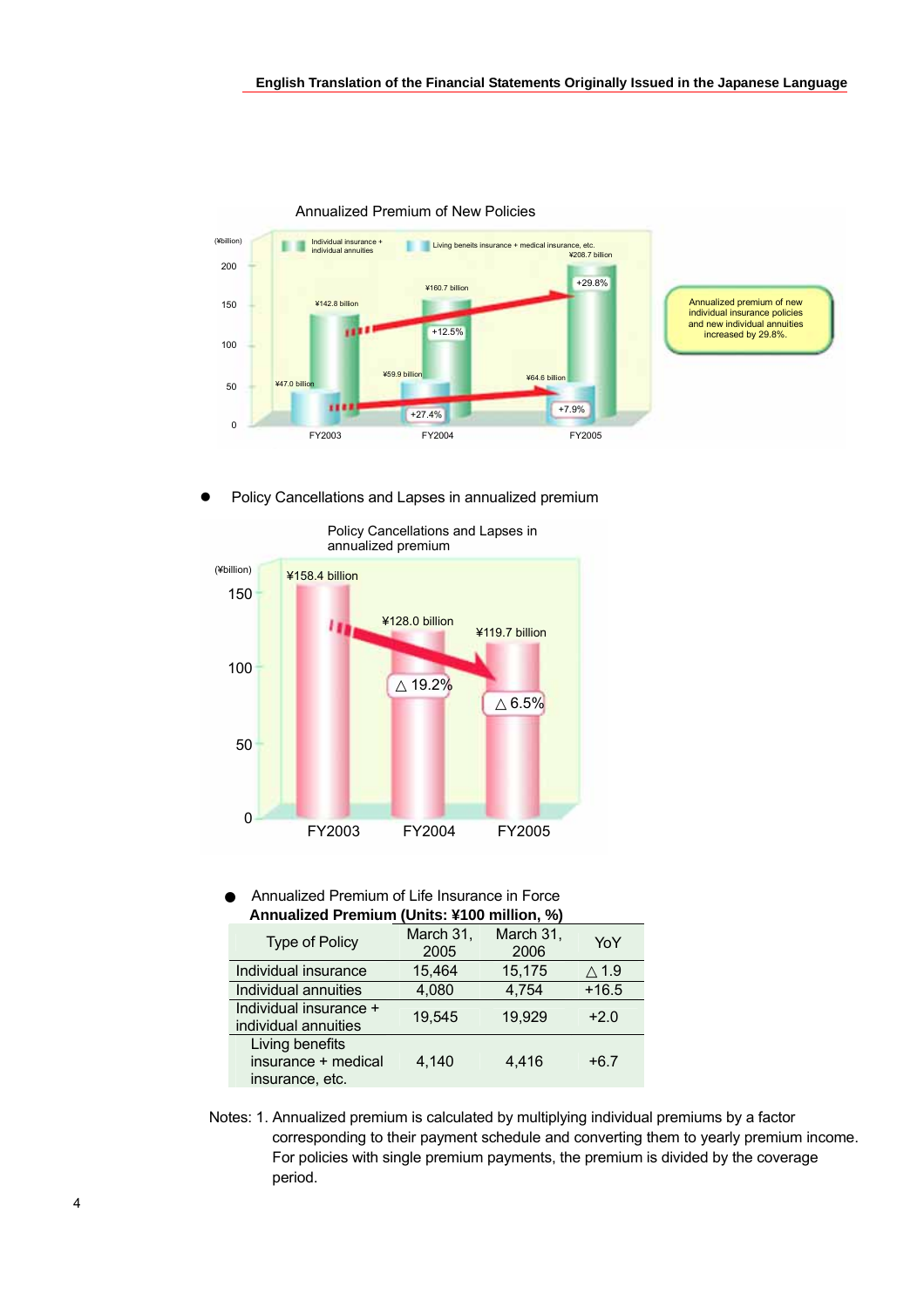Annualized Premium of New Policies

(¥billion)

Individual insurance + individual annuities | Living benefits insurance + medical insurance, etc.

| | FY2003 | FY2004 | FY2005 |
|---|---|---|---|
| Individual insurance + individual annuities | ¥142.8 billion | ¥160.7 billion (+12.5%) | ¥208.7 billion (+29.8%) |
| Living benefits insurance + medical insurance, etc. | ¥47.0 billion | ¥59.9 billion (+27.4%) | ¥64.6 billion (+7.9%) |

Annualized premium of new individual insurance policies and new individual annuities increased by 29.8%.

- Policy Cancellations and Lapses in annualized premium

Policy Cancellations and Lapses in annualized premium

(¥billion)

| FY2003 | FY2004 | FY2005 |
|---|---|---|
| ¥158.4 billion | ¥128.0 billion (△ 19.2%) | ¥119.7 billion (△ 6.5%) |

- Annualized Premium of Life Insurance in Force

**Annualized Premium (Units: ¥100 million, %)**

| Type of Policy | March 31, 2005 | March 31, 2006 | YoY |
|---|---|---|---|
| Individual insurance | 15,464 | 15,175 | △ 1.9 |
| Individual annuities | 4,080 | 4,754 | +16.5 |
| Individual insurance + individual annuities | 19,545 | 19,929 | +2.0 |
| Living benefits insurance + medical insurance, etc. | 4,140 | 4,416 | +6.7 |

Notes: 1. Annualized premium is calculated by multiplying individual premiums by a factor corresponding to their payment schedule and converting them to yearly premium income. For policies with single premium payments, the premium is divided by the coverage period.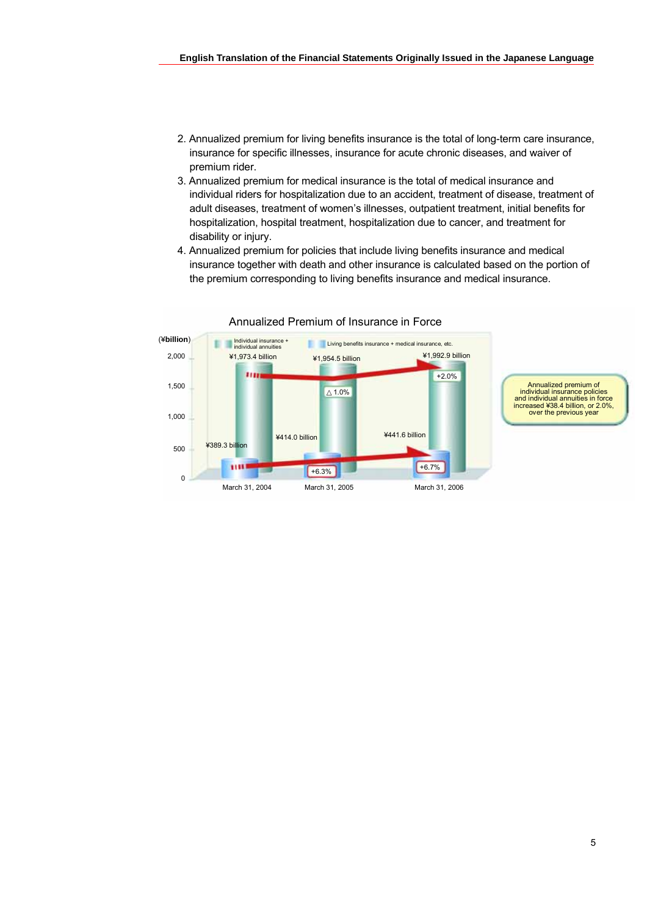2. Annualized premium for living benefits insurance is the total of long-term care insurance, insurance for specific illnesses, insurance for acute chronic diseases, and waiver of premium rider.
3. Annualized premium for medical insurance is the total of medical insurance and individual riders for hospitalization due to an accident, treatment of disease, treatment of adult diseases, treatment of women's illnesses, outpatient treatment, initial benefits for hospitalization, hospital treatment, hospitalization due to cancer, and treatment for disability or injury.
4. Annualized premium for policies that include living benefits insurance and medical insurance together with death and other insurance is calculated based on the portion of the premium corresponding to living benefits insurance and medical insurance.

Annualized Premium of Insurance in Force

(¥billion)

| | March 31, 2004 | March 31, 2005 | March 31, 2006 |
|---|---|---|---|
| Individual insurance + individual annuities | ¥1,973.4 billion | ¥1,954.5 billion (△1.0%) | ¥1,992.9 billion (+2.0%) |
| Living benefits insurance + medical insurance, etc. | ¥389.3 billion | ¥414.0 billion (+6.3%) | ¥441.6 billion (+6.7%) |

Annualized premium of individual insurance policies and individual annuities in force increased ¥38.4 billion, or 2.0%, over the previous year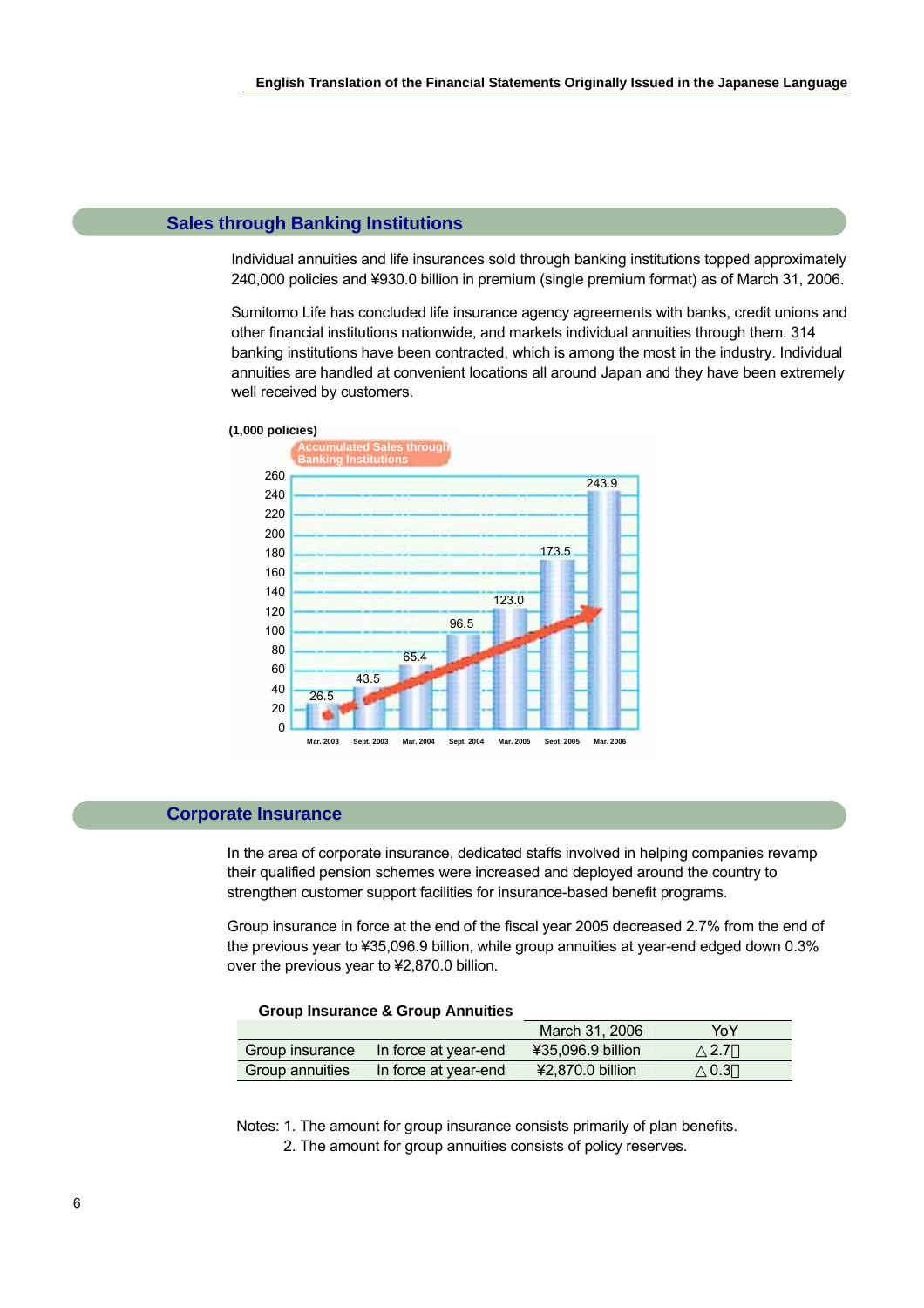## Sales through Banking Institutions

Individual annuities and life insurances sold through banking institutions topped approximately 240,000 policies and ¥930.0 billion in premium (single premium format) as of March 31, 2006.

Sumitomo Life has concluded life insurance agency agreements with banks, credit unions and other financial institutions nationwide, and markets individual annuities through them. 314 banking institutions have been contracted, which is among the most in the industry. Individual annuities are handled at convenient locations all around Japan and they have been extremely well received by customers.

(1,000 policies)

Accumulated Sales through Banking Institutions

| Mar. 2003 | Sept. 2003 | Mar. 2004 | Sept. 2004 | Mar. 2005 | Sept. 2005 | Mar. 2006 |
|---|---|---|---|---|---|---|
| 26.5 | 43.5 | 65.4 | 96.5 | 123.0 | 173.5 | 243.9 |

## Corporate Insurance

In the area of corporate insurance, dedicated staffs involved in helping companies revamp their qualified pension schemes were increased and deployed around the country to strengthen customer support facilities for insurance-based benefit programs.

Group insurance in force at the end of the fiscal year 2005 decreased 2.7% from the end of the previous year to ¥35,096.9 billion, while group annuities at year-end edged down 0.3% over the previous year to ¥2,870.0 billion.

**Group Insurance & Group Annuities**

| | | March 31, 2006 | YoY |
|---|---|---|---|
| Group insurance | In force at year-end | ¥35,096.9 billion | △2.7% |
| Group annuities | In force at year-end | ¥2,870.0 billion | △0.3% |

Notes: 1. The amount for group insurance consists primarily of plan benefits.
2. The amount for group annuities consists of policy reserves.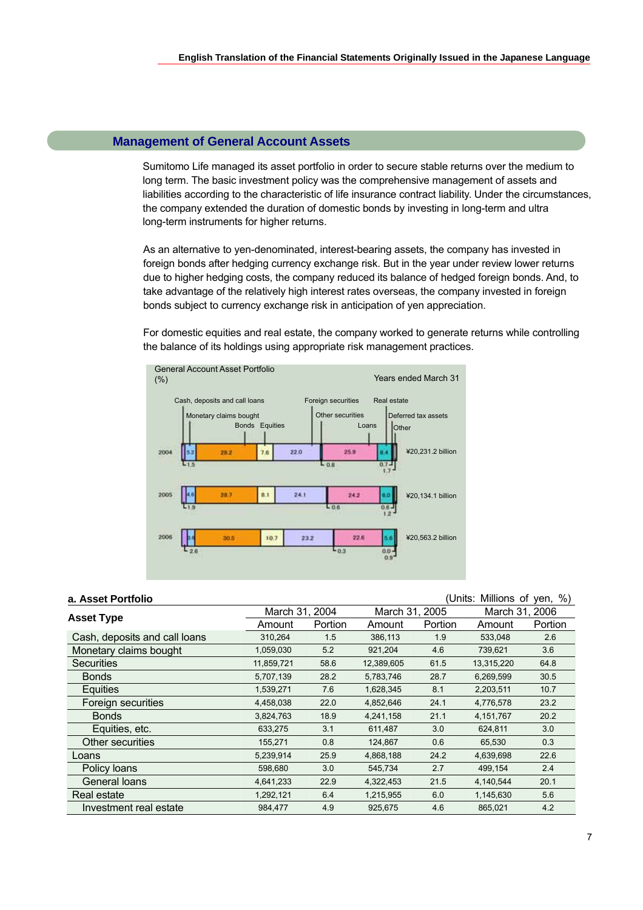## Management of General Account Assets

Sumitomo Life managed its asset portfolio in order to secure stable returns over the medium to long term. The basic investment policy was the comprehensive management of assets and liabilities according to the characteristic of life insurance contract liability. Under the circumstances, the company extended the duration of domestic bonds by investing in long-term and ultra long-term instruments for higher returns.

As an alternative to yen-denominated, interest-bearing assets, the company has invested in foreign bonds after hedging currency exchange risk. But in the year under review lower returns due to higher hedging costs, the company reduced its balance of hedged foreign bonds. And, to take advantage of the relatively high interest rates overseas, the company invested in foreign bonds subject to currency exchange risk in anticipation of yen appreciation.

For domestic equities and real estate, the company worked to generate returns while controlling the balance of its holdings using appropriate risk management practices.

General Account Asset Portfolio (%) — Years ended March 31

| Year | Cash, deposits and call loans | Monetary claims bought | Bonds | Equities | Foreign securities | Other securities | Loans | Real estate | Deferred tax assets | Other | Total |
|---|---|---|---|---|---|---|---|---|---|---|---|
| 2004 | 1.5 | 5.2 | 28.2 | 7.6 | 22.0 | 0.8 | 25.9 | 6.4 | 1.7 | 0.7 | ¥20,231.2 billion |
| 2005 | 1.9 | 4.6 | 28.7 | 8.1 | 24.1 | 0.6 | 24.2 | 6.0 | 1.2 | 0.6 | ¥20,134.1 billion |
| 2006 | 2.6 | 3.6 | 30.5 | 10.7 | 23.2 | 0.3 | 22.6 | 5.6 | 0.9 | 0.0 | ¥20,563.2 billion |

**a. Asset Portfolio** (Units: Millions of yen, %)

| Asset Type | March 31, 2004 | | March 31, 2005 | | March 31, 2006 | |
|---|---|---|---|---|---|---|
| | Amount | Portion | Amount | Portion | Amount | Portion |
| Cash, deposits and call loans | 310,264 | 1.5 | 386,113 | 1.9 | 533,048 | 2.6 |
| Monetary claims bought | 1,059,030 | 5.2 | 921,204 | 4.6 | 739,621 | 3.6 |
| Securities | 11,859,721 | 58.6 | 12,389,605 | 61.5 | 13,315,220 | 64.8 |
| Bonds | 5,707,139 | 28.2 | 5,783,746 | 28.7 | 6,269,599 | 30.5 |
| Equities | 1,539,271 | 7.6 | 1,628,345 | 8.1 | 2,203,511 | 10.7 |
| Foreign securities | 4,458,038 | 22.0 | 4,852,646 | 24.1 | 4,776,578 | 23.2 |
| Bonds | 3,824,763 | 18.9 | 4,241,158 | 21.1 | 4,151,767 | 20.2 |
| Equities, etc. | 633,275 | 3.1 | 611,487 | 3.0 | 624,811 | 3.0 |
| Other securities | 155,271 | 0.8 | 124,867 | 0.6 | 65,530 | 0.3 |
| Loans | 5,239,914 | 25.9 | 4,868,188 | 24.2 | 4,639,698 | 22.6 |
| Policy loans | 598,680 | 3.0 | 545,734 | 2.7 | 499,154 | 2.4 |
| General loans | 4,641,233 | 22.9 | 4,322,453 | 21.5 | 4,140,544 | 20.1 |
| Real estate | 1,292,121 | 6.4 | 1,215,955 | 6.0 | 1,145,630 | 5.6 |
| Investment real estate | 984,477 | 4.9 | 925,675 | 4.6 | 865,021 | 4.2 |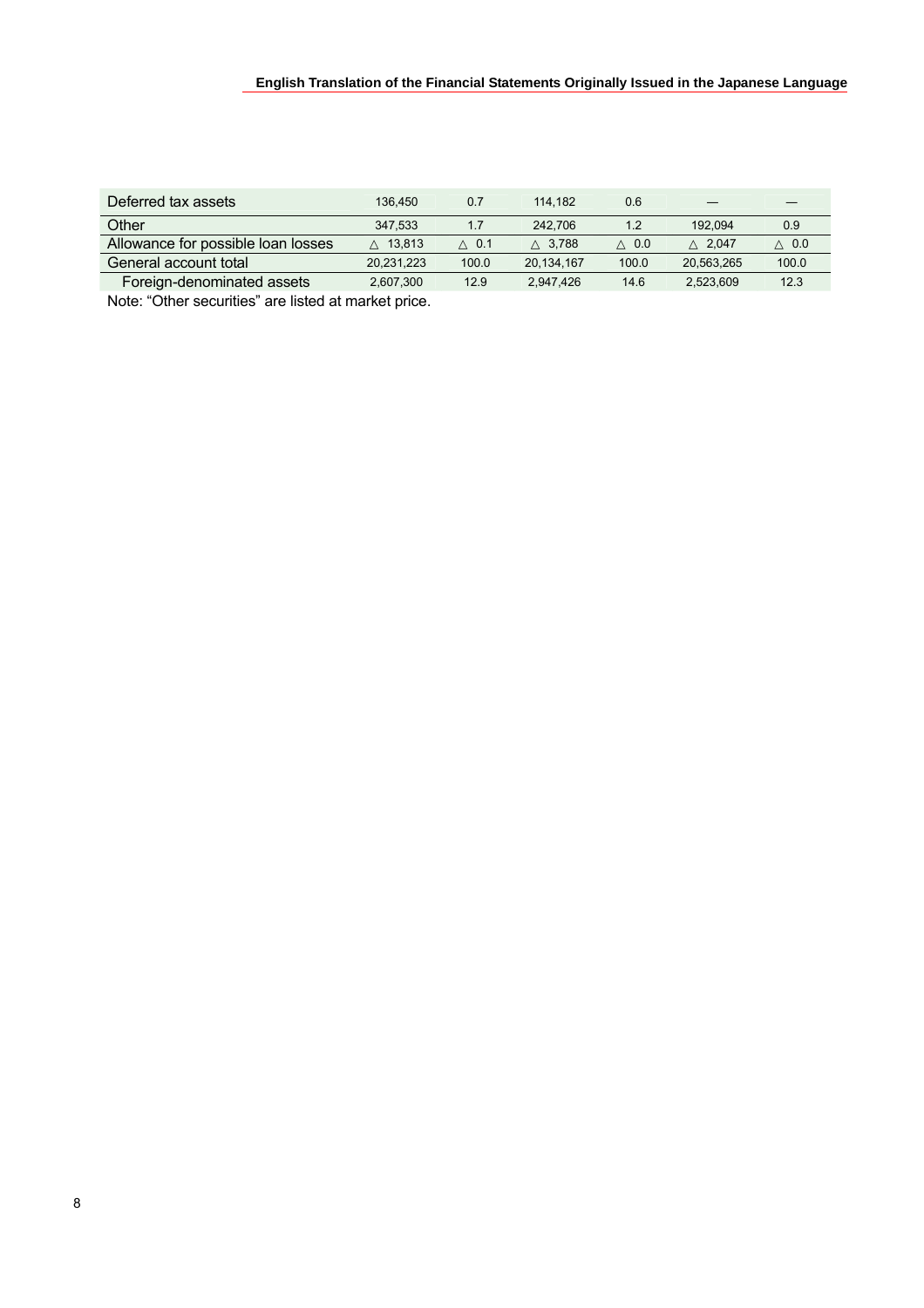| | | | | | | |
|---|---|---|---|---|---|---|
| Deferred tax assets | 136,450 | 0.7 | 114,182 | 0.6 | — | — |
| Other | 347,533 | 1.7 | 242,706 | 1.2 | 192,094 | 0.9 |
| Allowance for possible loan losses | △ 13,813 | △ 0.1 | △ 3,788 | △ 0.0 | △ 2,047 | △ 0.0 |
| General account total | 20,231,223 | 100.0 | 20,134,167 | 100.0 | 20,563,265 | 100.0 |
| Foreign-denominated assets | 2,607,300 | 12.9 | 2,947,426 | 14.6 | 2,523,609 | 12.3 |

Note: “Other securities” are listed at market price.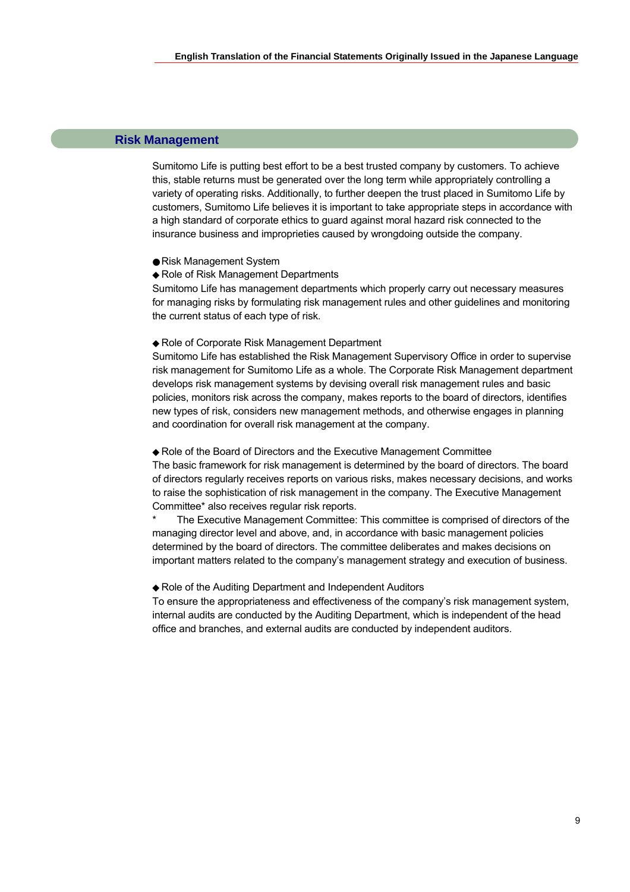## Risk Management

Sumitomo Life is putting best effort to be a best trusted company by customers. To achieve this, stable returns must be generated over the long term while appropriately controlling a variety of operating risks. Additionally, to further deepen the trust placed in Sumitomo Life by customers, Sumitomo Life believes it is important to take appropriate steps in accordance with a high standard of corporate ethics to guard against moral hazard risk connected to the insurance business and improprieties caused by wrongdoing outside the company.

● Risk Management System

◆ Role of Risk Management Departments

Sumitomo Life has management departments which properly carry out necessary measures for managing risks by formulating risk management rules and other guidelines and monitoring the current status of each type of risk.

◆ Role of Corporate Risk Management Department

Sumitomo Life has established the Risk Management Supervisory Office in order to supervise risk management for Sumitomo Life as a whole. The Corporate Risk Management department develops risk management systems by devising overall risk management rules and basic policies, monitors risk across the company, makes reports to the board of directors, identifies new types of risk, considers new management methods, and otherwise engages in planning and coordination for overall risk management at the company.

◆ Role of the Board of Directors and the Executive Management Committee

The basic framework for risk management is determined by the board of directors. The board of directors regularly receives reports on various risks, makes necessary decisions, and works to raise the sophistication of risk management in the company. The Executive Management Committee* also receives regular risk reports.

\* The Executive Management Committee: This committee is comprised of directors of the managing director level and above, and, in accordance with basic management policies determined by the board of directors. The committee deliberates and makes decisions on important matters related to the company's management strategy and execution of business.

◆ Role of the Auditing Department and Independent Auditors

To ensure the appropriateness and effectiveness of the company's risk management system, internal audits are conducted by the Auditing Department, which is independent of the head office and branches, and external audits are conducted by independent auditors.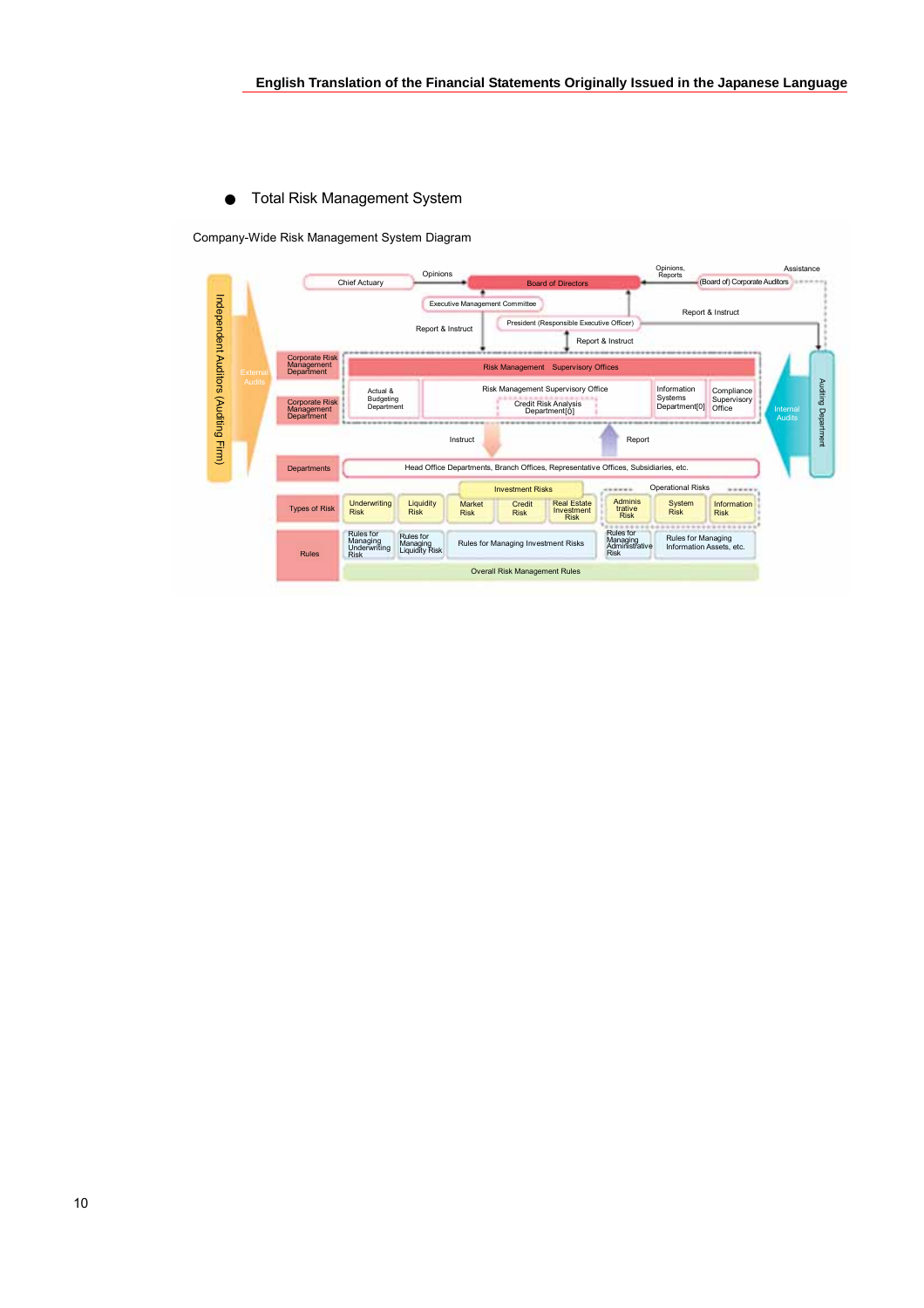- Total Risk Management System

Company-Wide Risk Management System Diagram

Independent Auditors (Auditing Firm)

External Audits

Chief Actuary

Opinions

Board of Directors

Opinions, Reports

(Board of) Corporate Auditors

Assistance

Executive Management Committee

Report & Instruct

Report & Instruct

President (Responsible Executive Officer)

Report & Instruct

Corporate Risk Management Department

Risk Management Supervisory Offices

Corporate Risk Management Department

Actual & Budgeting Department

Risk Management Supervisory Office

Credit Risk Analysis Department[0]

Information Systems Department[0]

Compliance Supervisory Office

Internal Audits

Auditing Department

Instruct

Report

Departments

Head Office Departments, Branch Offices, Representative Offices, Subsidiaries, etc.

Investment Risks

Operational Risks

Types of Risk

Underwriting Risk

Liquidity Risk

Market Risk

Credit Risk

Real Estate Investment Risk

Adminis trative Risk

System Risk

Information Risk

Rules

Rules for Managing Underwriting Risk

Rules for Managing Liquidity Risk

Rules for Managing Investment Risks

Rules for Managing Administrative Risk

Rules for Managing Information Assets, etc.

Overall Risk Management Rules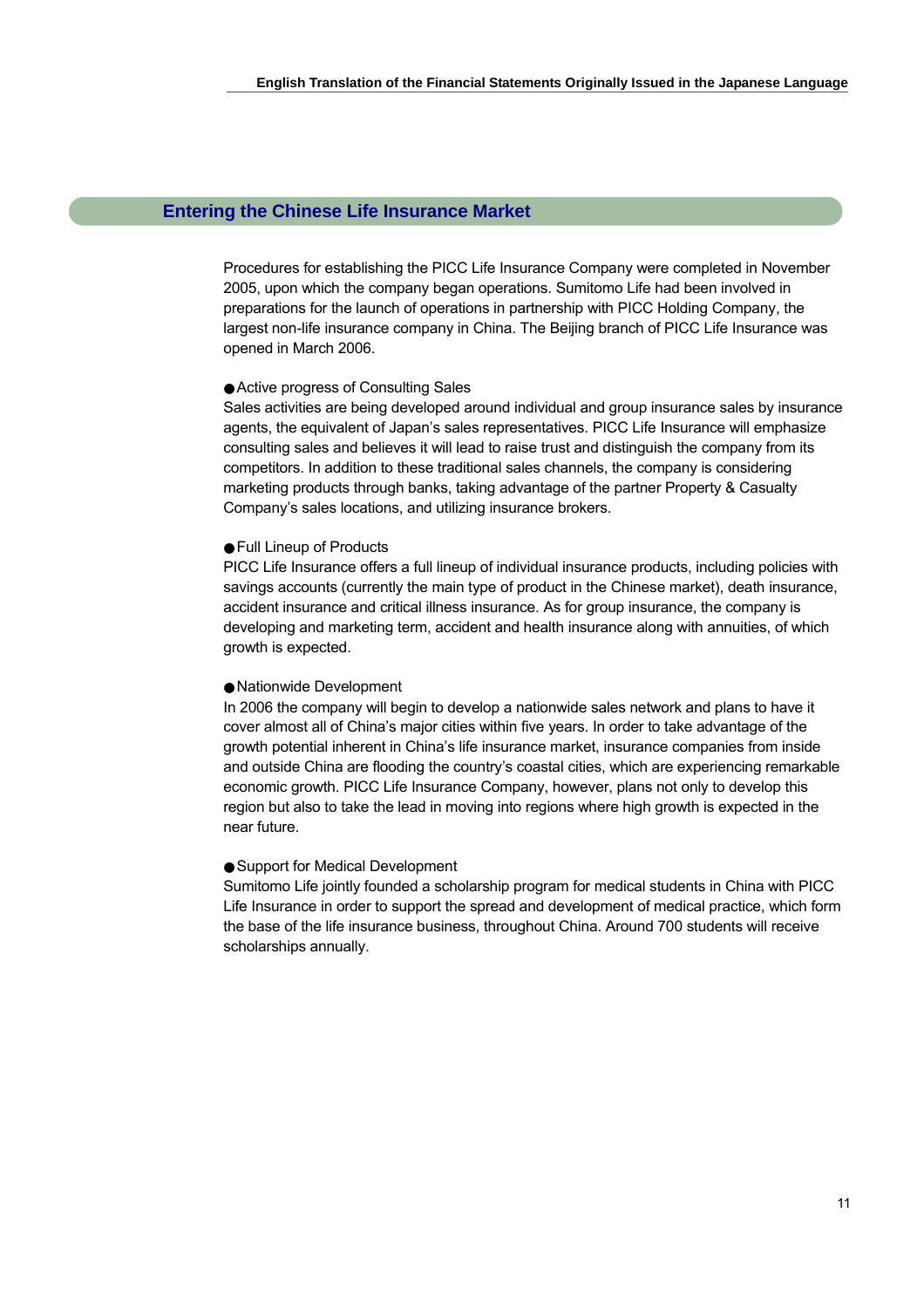## Entering the Chinese Life Insurance Market

Procedures for establishing the PICC Life Insurance Company were completed in November 2005, upon which the company began operations. Sumitomo Life had been involved in preparations for the launch of operations in partnership with PICC Holding Company, the largest non-life insurance company in China. The Beijing branch of PICC Life Insurance was opened in March 2006.

● Active progress of Consulting Sales

Sales activities are being developed around individual and group insurance sales by insurance agents, the equivalent of Japan's sales representatives. PICC Life Insurance will emphasize consulting sales and believes it will lead to raise trust and distinguish the company from its competitors. In addition to these traditional sales channels, the company is considering marketing products through banks, taking advantage of the partner Property & Casualty Company's sales locations, and utilizing insurance brokers.

● Full Lineup of Products

PICC Life Insurance offers a full lineup of individual insurance products, including policies with savings accounts (currently the main type of product in the Chinese market), death insurance, accident insurance and critical illness insurance. As for group insurance, the company is developing and marketing term, accident and health insurance along with annuities, of which growth is expected.

● Nationwide Development

In 2006 the company will begin to develop a nationwide sales network and plans to have it cover almost all of China's major cities within five years. In order to take advantage of the growth potential inherent in China's life insurance market, insurance companies from inside and outside China are flooding the country's coastal cities, which are experiencing remarkable economic growth. PICC Life Insurance Company, however, plans not only to develop this region but also to take the lead in moving into regions where high growth is expected in the near future.

● Support for Medical Development

Sumitomo Life jointly founded a scholarship program for medical students in China with PICC Life Insurance in order to support the spread and development of medical practice, which form the base of the life insurance business, throughout China. Around 700 students will receive scholarships annually.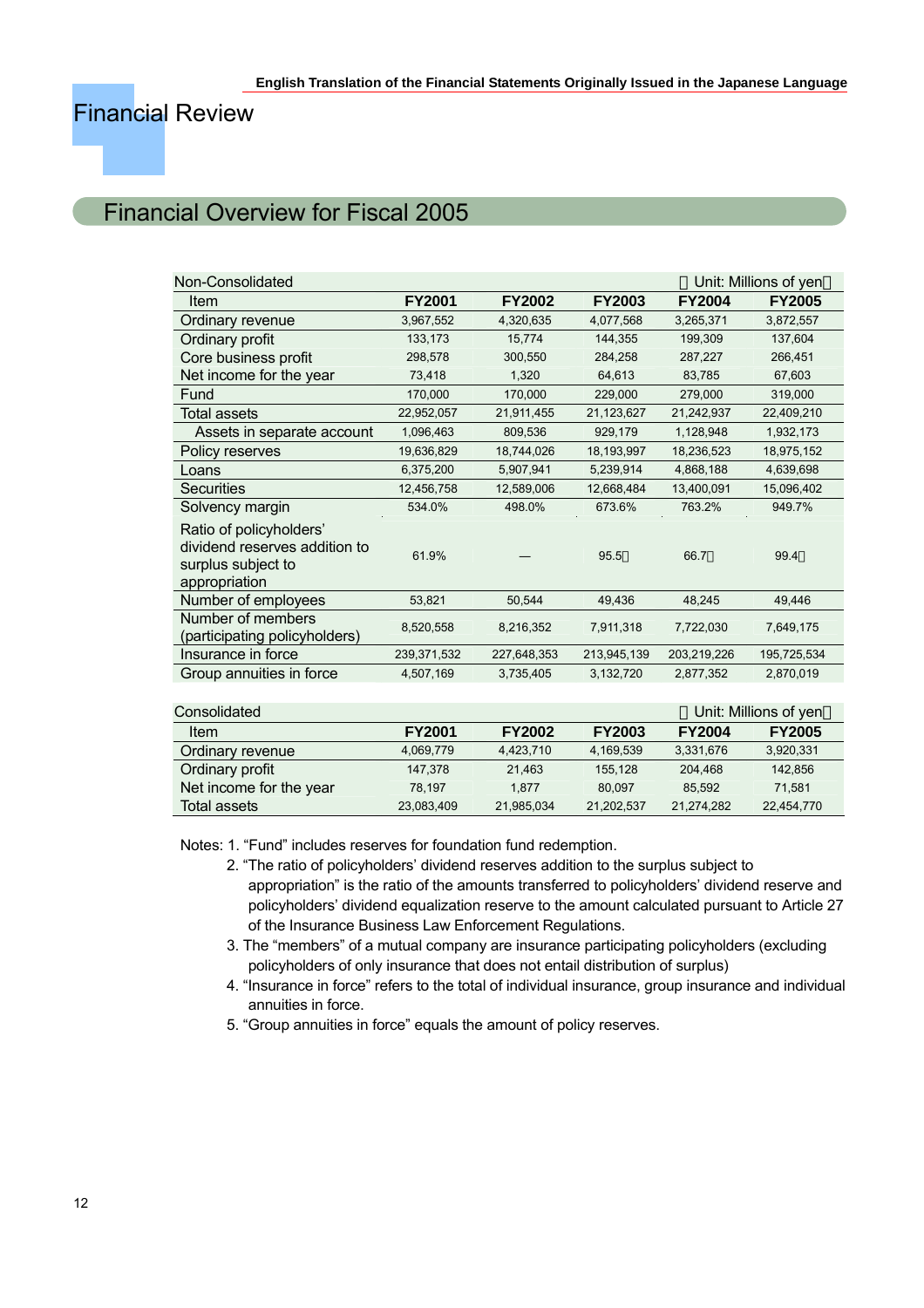English Translation of the Financial Statements Originally Issued in the Japanese Language

# Financial Review

## Financial Overview for Fiscal 2005

Non-Consolidated (Unit: Millions of yen)

| Item | FY2001 | FY2002 | FY2003 | FY2004 | FY2005 |
|---|---|---|---|---|---|
| Ordinary revenue | 3,967,552 | 4,320,635 | 4,077,568 | 3,265,371 | 3,872,557 |
| Ordinary profit | 133,173 | 15,774 | 144,355 | 199,309 | 137,604 |
| Core business profit | 298,578 | 300,550 | 284,258 | 287,227 | 266,451 |
| Net income for the year | 73,418 | 1,320 | 64,613 | 83,785 | 67,603 |
| Fund | 170,000 | 170,000 | 229,000 | 279,000 | 319,000 |
| Total assets | 22,952,057 | 21,911,455 | 21,123,627 | 21,242,937 | 22,409,210 |
| Assets in separate account | 1,096,463 | 809,536 | 929,179 | 1,128,948 | 1,932,173 |
| Policy reserves | 19,636,829 | 18,744,026 | 18,193,997 | 18,236,523 | 18,975,152 |
| Loans | 6,375,200 | 5,907,941 | 5,239,914 | 4,868,188 | 4,639,698 |
| Securities | 12,456,758 | 12,589,006 | 12,668,484 | 13,400,091 | 15,096,402 |
| Solvency margin | 534.0% | 498.0% | 673.6% | 763.2% | 949.7% |
| Ratio of policyholders' dividend reserves addition to surplus subject to appropriation | 61.9% | — | 95.5% | 66.7% | 99.4% |
| Number of employees | 53,821 | 50,544 | 49,436 | 48,245 | 49,446 |
| Number of members (participating policyholders) | 8,520,558 | 8,216,352 | 7,911,318 | 7,722,030 | 7,649,175 |
| Insurance in force | 239,371,532 | 227,648,353 | 213,945,139 | 203,219,226 | 195,725,534 |
| Group annuities in force | 4,507,169 | 3,735,405 | 3,132,720 | 2,877,352 | 2,870,019 |

Consolidated (Unit: Millions of yen)

| Item | FY2001 | FY2002 | FY2003 | FY2004 | FY2005 |
|---|---|---|---|---|---|
| Ordinary revenue | 4,069,779 | 4,423,710 | 4,169,539 | 3,331,676 | 3,920,331 |
| Ordinary profit | 147,378 | 21,463 | 155,128 | 204,468 | 142,856 |
| Net income for the year | 78,197 | 1,877 | 80,097 | 85,592 | 71,581 |
| Total assets | 23,083,409 | 21,985,034 | 21,202,537 | 21,274,282 | 22,454,770 |

Notes:
1. "Fund" includes reserves for foundation fund redemption.
2. "The ratio of policyholders' dividend reserves addition to the surplus subject to appropriation" is the ratio of the amounts transferred to policyholders' dividend reserve and policyholders' dividend equalization reserve to the amount calculated pursuant to Article 27 of the Insurance Business Law Enforcement Regulations.
3. The "members" of a mutual company are insurance participating policyholders (excluding policyholders of only insurance that does not entail distribution of surplus)
4. "Insurance in force" refers to the total of individual insurance, group insurance and individual annuities in force.
5. "Group annuities in force" equals the amount of policy reserves.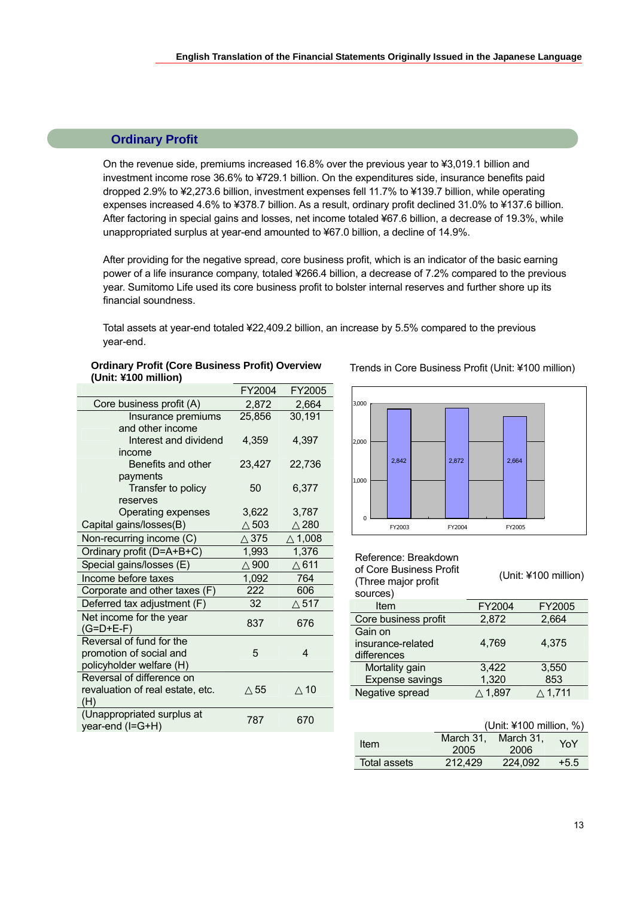## Ordinary Profit

On the revenue side, premiums increased 16.8% over the previous year to ¥3,019.1 billion and investment income rose 36.6% to ¥729.1 billion. On the expenditures side, insurance benefits paid dropped 2.9% to ¥2,273.6 billion, investment expenses fell 11.7% to ¥139.7 billion, while operating expenses increased 4.6% to ¥378.7 billion. As a result, ordinary profit declined 31.0% to ¥137.6 billion. After factoring in special gains and losses, net income totaled ¥67.6 billion, a decrease of 19.3%, while unappropriated surplus at year-end amounted to ¥67.0 billion, a decline of 14.9%.

After providing for the negative spread, core business profit, which is an indicator of the basic earning power of a life insurance company, totaled ¥266.4 billion, a decrease of 7.2% compared to the previous year. Sumitomo Life used its core business profit to bolster internal reserves and further shore up its financial soundness.

Total assets at year-end totaled ¥22,409.2 billion, an increase by 5.5% compared to the previous year-end.

**Ordinary Profit (Core Business Profit) Overview (Unit: ¥100 million)**

| | FY2004 | FY2005 |
|---|---|---|
| Core business profit (A) | 2,872 | 2,664 |
| Insurance premiums and other income | 25,856 | 30,191 |
| Interest and dividend income | 4,359 | 4,397 |
| Benefits and other payments | 23,427 | 22,736 |
| Transfer to policy reserves | 50 | 6,377 |
| Operating expenses | 3,622 | 3,787 |
| Capital gains/losses(B) | △503 | △280 |
| Non-recurring income (C) | △375 | △1,008 |
| Ordinary profit (D=A+B+C) | 1,993 | 1,376 |
| Special gains/losses (E) | △900 | △611 |
| Income before taxes | 1,092 | 764 |
| Corporate and other taxes (F) | 222 | 606 |
| Deferred tax adjustment (F) | 32 | △517 |
| Net income for the year (G=D+E-F) | 837 | 676 |
| Reversal of fund for the promotion of social and policyholder welfare (H) | 5 | 4 |
| Reversal of difference on revaluation of real estate, etc. (H) | △55 | △10 |
| (Unappropriated surplus at year-end (I=G+H) | 787 | 670 |

Trends in Core Business Profit (Unit: ¥100 million)

| | FY2003 | FY2004 | FY2005 |
|---|---|---|---|
| Core business profit | 2,842 | 2,872 | 2,664 |

Reference: Breakdown of Core Business Profit (Three major profit sources) (Unit: ¥100 million)

| Item | FY2004 | FY2005 |
|---|---|---|
| Core business profit | 2,872 | 2,664 |
| Gain on insurance-related differences | 4,769 | 4,375 |
| Mortality gain | 3,422 | 3,550 |
| Expense savings | 1,320 | 853 |
| Negative spread | △1,897 | △1,711 |

(Unit: ¥100 million, %)

| Item | March 31, 2005 | March 31, 2006 | YoY |
|---|---|---|---|
| Total assets | 212,429 | 224,092 | +5.5 |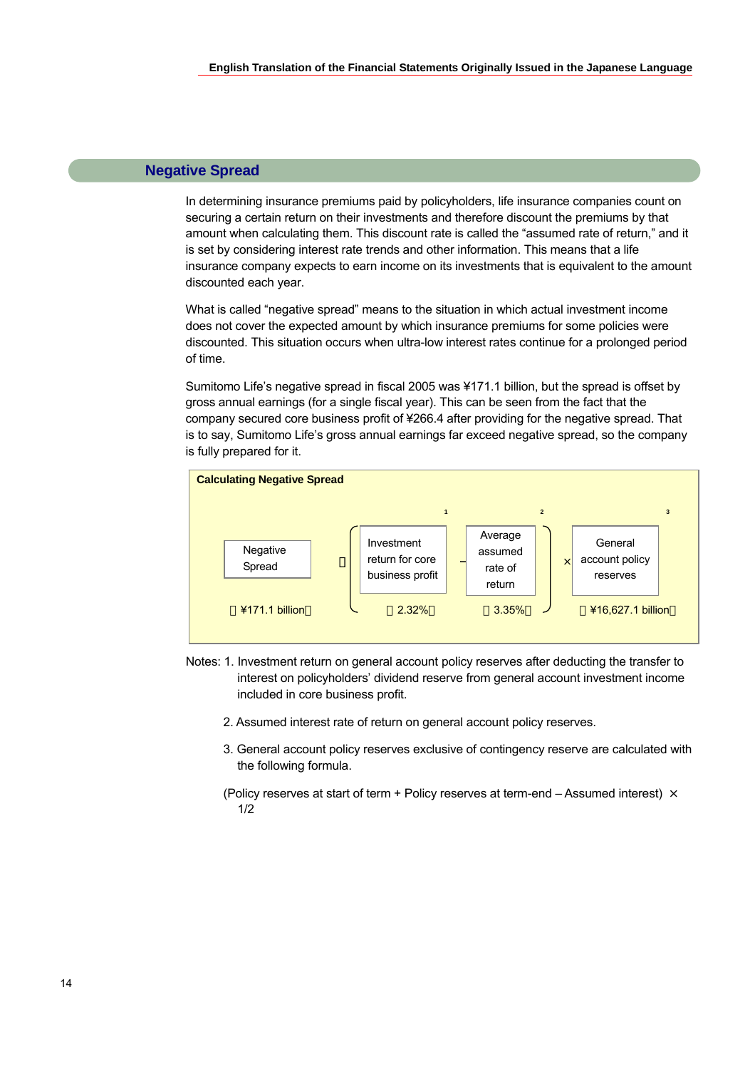## Negative Spread

In determining insurance premiums paid by policyholders, life insurance companies count on securing a certain return on their investments and therefore discount the premiums by that amount when calculating them. This discount rate is called the "assumed rate of return," and it is set by considering interest rate trends and other information. This means that a life insurance company expects to earn income on its investments that is equivalent to the amount discounted each year.

What is called "negative spread" means to the situation in which actual investment income does not cover the expected amount by which insurance premiums for some policies were discounted. This situation occurs when ultra-low interest rates continue for a prolonged period of time.

Sumitomo Life's negative spread in fiscal 2005 was ¥171.1 billion, but the spread is offset by gross annual earnings (for a single fiscal year). This can be seen from the fact that the company secured core business profit of ¥266.4 after providing for the negative spread. That is to say, Sumitomo Life's gross annual earnings far exceed negative spread, so the company is fully prepared for it.

**Calculating Negative Spread**

| Negative Spread | = | ( Investment return for core business profit[1] | – | Average assumed rate of return[2] ) | × | General account policy reserves[3] |
|---|---|---|---|---|---|---|
| (¥171.1 billion) | | (2.32%) | | (3.35%) | | (¥16,627.1 billion) |

Notes: 1. Investment return on general account policy reserves after deducting the transfer to interest on policyholders' dividend reserve from general account investment income included in core business profit.

2. Assumed interest rate of return on general account policy reserves.

3. General account policy reserves exclusive of contingency reserve are calculated with the following formula.

(Policy reserves at start of term + Policy reserves at term-end – Assumed interest) × 1/2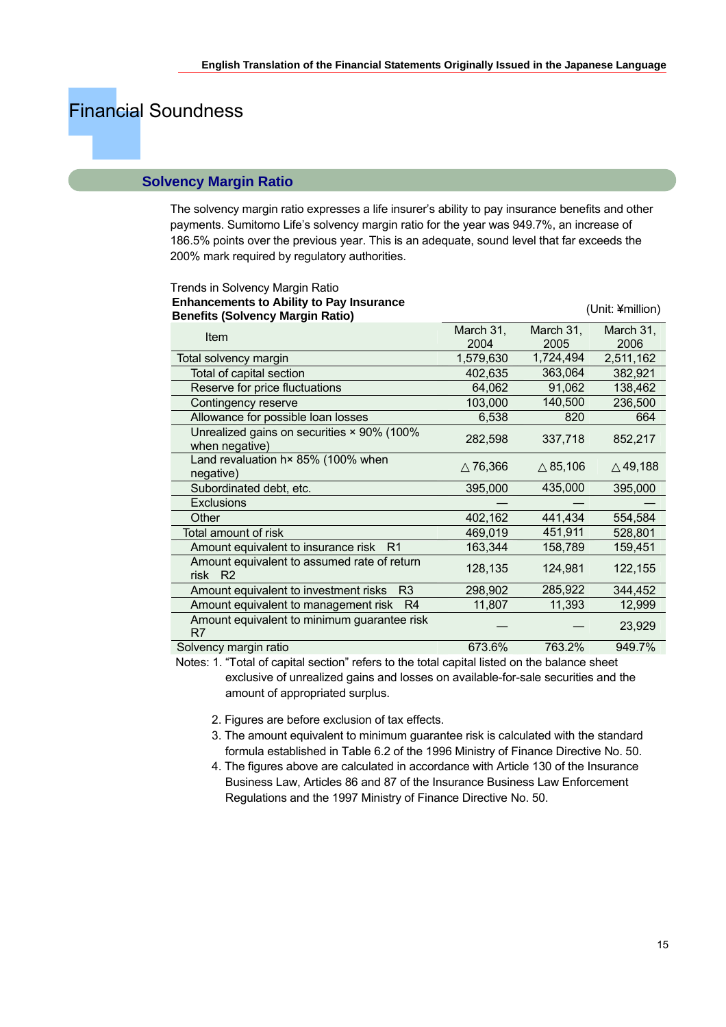# Financial Soundness

## Solvency Margin Ratio

The solvency margin ratio expresses a life insurer's ability to pay insurance benefits and other payments. Sumitomo Life's solvency margin ratio for the year was 949.7%, an increase of 186.5% points over the previous year. This is an adequate, sound level that far exceeds the 200% mark required by regulatory authorities.

Trends in Solvency Margin Ratio

**Enhancements to Ability to Pay Insurance Benefits (Solvency Margin Ratio)**

(Unit: ¥million)

| Item | March 31, 2004 | March 31, 2005 | March 31, 2006 |
|---|---|---|---|
| Total solvency margin | 1,579,630 | 1,724,494 | 2,511,162 |
| Total of capital section | 402,635 | 363,064 | 382,921 |
| Reserve for price fluctuations | 64,062 | 91,062 | 138,462 |
| Contingency reserve | 103,000 | 140,500 | 236,500 |
| Allowance for possible loan losses | 6,538 | 820 | 664 |
| Unrealized gains on securities × 90% (100% when negative) | 282,598 | 337,718 | 852,217 |
| Land revaluation h× 85% (100% when negative) | △76,366 | △85,106 | △49,188 |
| Subordinated debt, etc. | 395,000 | 435,000 | 395,000 |
| Exclusions | — | — | — |
| Other | 402,162 | 441,434 | 554,584 |
| Total amount of risk | 469,019 | 451,911 | 528,801 |
| Amount equivalent to insurance risk R1 | 163,344 | 158,789 | 159,451 |
| Amount equivalent to assumed rate of return risk R2 | 128,135 | 124,981 | 122,155 |
| Amount equivalent to investment risks R3 | 298,902 | 285,922 | 344,452 |
| Amount equivalent to management risk R4 | 11,807 | 11,393 | 12,999 |
| Amount equivalent to minimum guarantee risk R7 | — | — | 23,929 |
| Solvency margin ratio | 673.6% | 763.2% | 949.7% |

Notes: 1. "Total of capital section" refers to the total capital listed on the balance sheet exclusive of unrealized gains and losses on available-for-sale securities and the amount of appropriated surplus.

2. Figures are before exclusion of tax effects.
3. The amount equivalent to minimum guarantee risk is calculated with the standard formula established in Table 6.2 of the 1996 Ministry of Finance Directive No. 50.
4. The figures above are calculated in accordance with Article 130 of the Insurance Business Law, Articles 86 and 87 of the Insurance Business Law Enforcement Regulations and the 1997 Ministry of Finance Directive No. 50.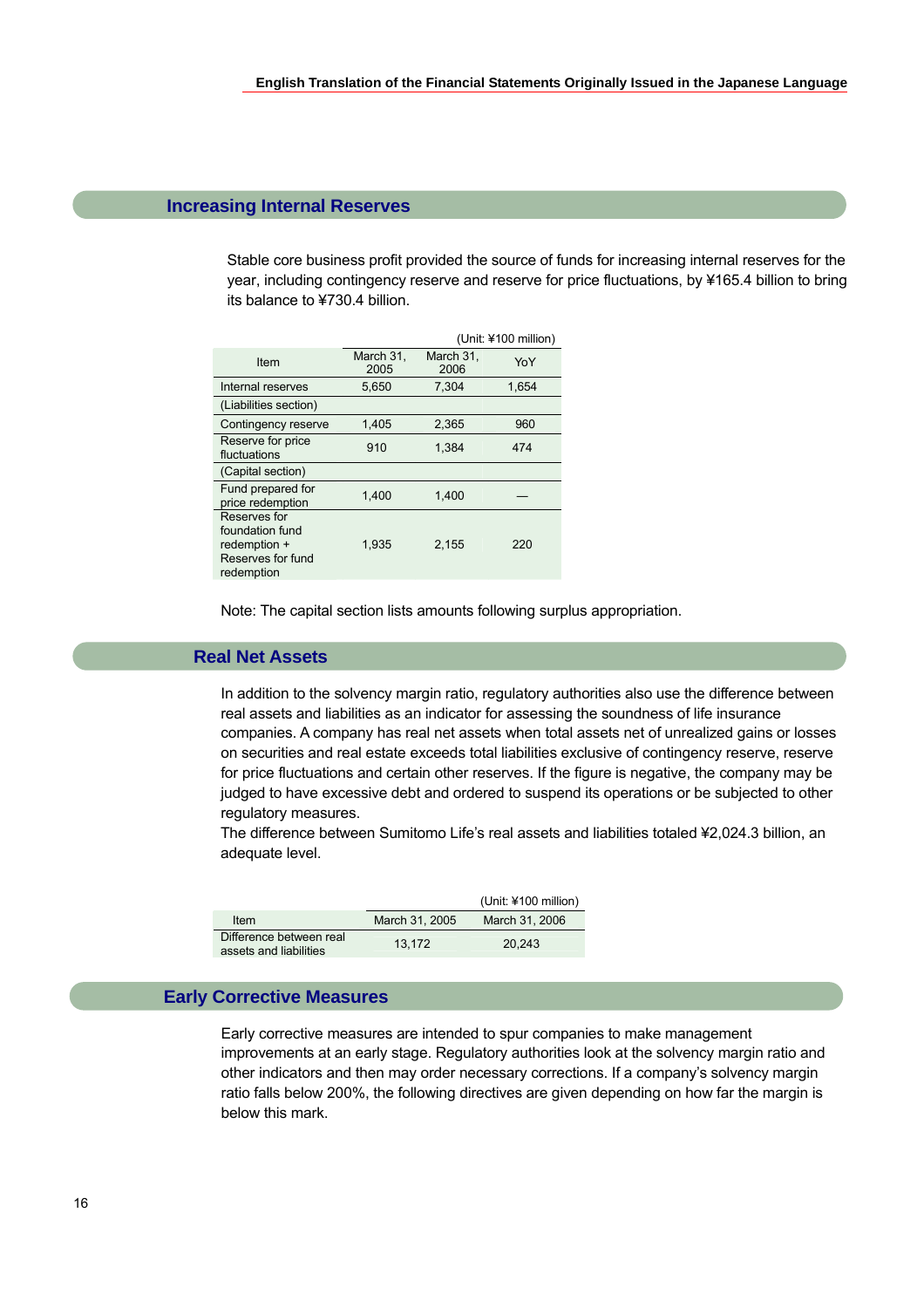## Increasing Internal Reserves

Stable core business profit provided the source of funds for increasing internal reserves for the year, including contingency reserve and reserve for price fluctuations, by ¥165.4 billion to bring its balance to ¥730.4 billion.

(Unit: ¥100 million)

| Item | March 31, 2005 | March 31, 2006 | YoY |
|---|---|---|---|
| Internal reserves | 5,650 | 7,304 | 1,654 |
| (Liabilities section) | | | |
| Contingency reserve | 1,405 | 2,365 | 960 |
| Reserve for price fluctuations | 910 | 1,384 | 474 |
| (Capital section) | | | |
| Fund prepared for price redemption | 1,400 | 1,400 | — |
| Reserves for foundation fund redemption + Reserves for fund redemption | 1,935 | 2,155 | 220 |

Note: The capital section lists amounts following surplus appropriation.

## Real Net Assets

In addition to the solvency margin ratio, regulatory authorities also use the difference between real assets and liabilities as an indicator for assessing the soundness of life insurance companies. A company has real net assets when total assets net of unrealized gains or losses on securities and real estate exceeds total liabilities exclusive of contingency reserve, reserve for price fluctuations and certain other reserves. If the figure is negative, the company may be judged to have excessive debt and ordered to suspend its operations or be subjected to other regulatory measures.
The difference between Sumitomo Life's real assets and liabilities totaled ¥2,024.3 billion, an adequate level.

(Unit: ¥100 million)

| Item | March 31, 2005 | March 31, 2006 |
|---|---|---|
| Difference between real assets and liabilities | 13,172 | 20,243 |

## Early Corrective Measures

Early corrective measures are intended to spur companies to make management improvements at an early stage. Regulatory authorities look at the solvency margin ratio and other indicators and then may order necessary corrections. If a company's solvency margin ratio falls below 200%, the following directives are given depending on how far the margin is below this mark.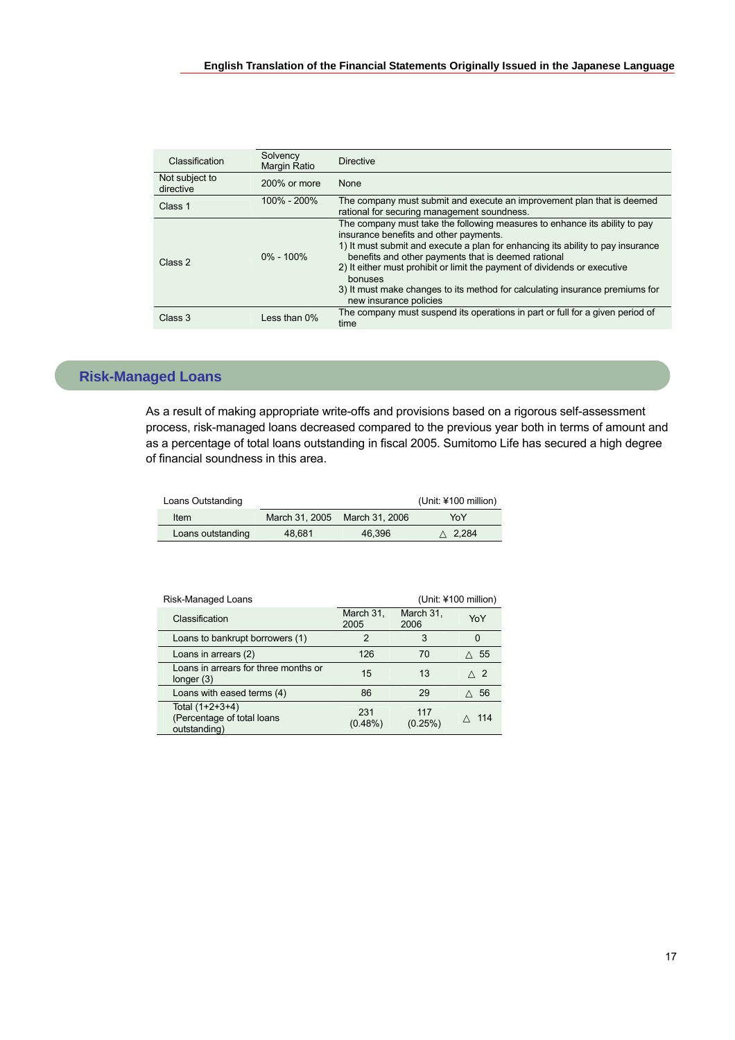| Classification | Solvency Margin Ratio | Directive |
|---|---|---|
| Not subject to directive | 200% or more | None |
| Class 1 | 100% - 200% | The company must submit and execute an improvement plan that is deemed rational for securing management soundness. |
| Class 2 | 0% - 100% | The company must take the following measures to enhance its ability to pay insurance benefits and other payments.<br>1) It must submit and execute a plan for enhancing its ability to pay insurance benefits and other payments that is deemed rational<br>2) It either must prohibit or limit the payment of dividends or executive bonuses<br>3) It must make changes to its method for calculating insurance premiums for new insurance policies |
| Class 3 | Less than 0% | The company must suspend its operations in part or full for a given period of time |

## Risk-Managed Loans

As a result of making appropriate write-offs and provisions based on a rigorous self-assessment process, risk-managed loans decreased compared to the previous year both in terms of amount and as a percentage of total loans outstanding in fiscal 2005. Sumitomo Life has secured a high degree of financial soundness in this area.

Loans Outstanding (Unit: ¥100 million)

| Item | March 31, 2005 | March 31, 2006 | YoY |
|---|---|---|---|
| Loans outstanding | 48,681 | 46,396 | △ 2,284 |

Risk-Managed Loans (Unit: ¥100 million)

| Classification | March 31, 2005 | March 31, 2006 | YoY |
|---|---|---|---|
| Loans to bankrupt borrowers (1) | 2 | 3 | 0 |
| Loans in arrears (2) | 126 | 70 | △ 55 |
| Loans in arrears for three months or longer (3) | 15 | 13 | △ 2 |
| Loans with eased terms (4) | 86 | 29 | △ 56 |
| Total (1+2+3+4)<br>(Percentage of total loans outstanding) | 231<br>(0.48%) | 117<br>(0.25%) | △ 114 |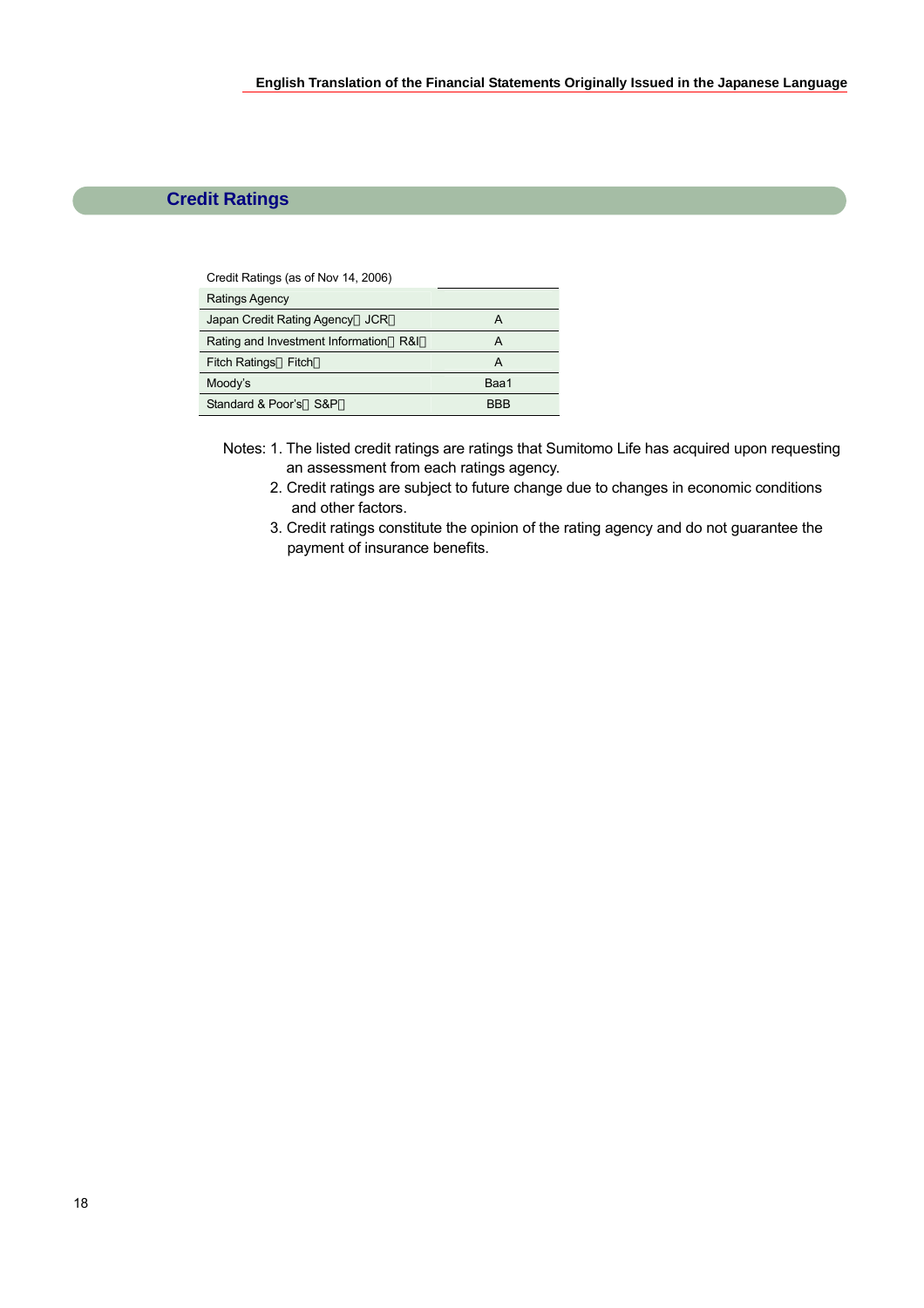## Credit Ratings

Credit Ratings (as of Nov 14, 2006)

| Ratings Agency | |
|---|---|
| Japan Credit Rating Agency（JCR） | A |
| Rating and Investment Information（R&I） | A |
| Fitch Ratings（Fitch） | A |
| Moody's | Baa1 |
| Standard & Poor's（S&P） | BBB |

Notes: 1. The listed credit ratings are ratings that Sumitomo Life has acquired upon requesting an assessment from each ratings agency.

2. Credit ratings are subject to future change due to changes in economic conditions and other factors.

3. Credit ratings constitute the opinion of the rating agency and do not guarantee the payment of insurance benefits.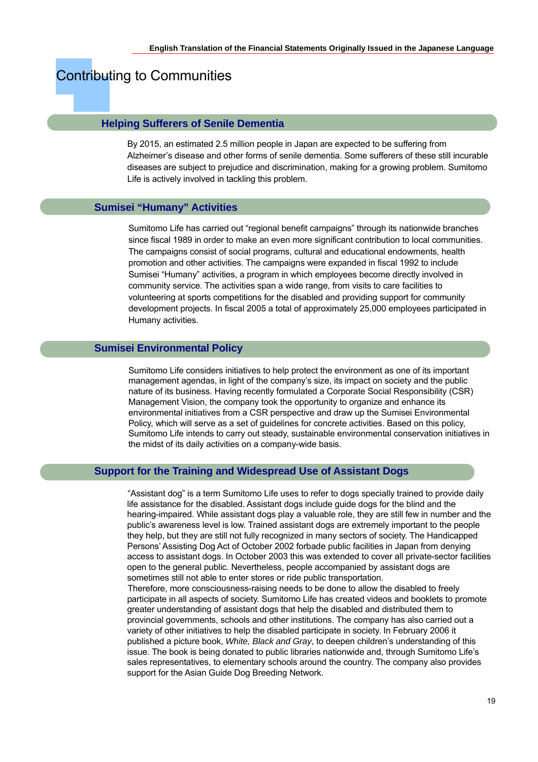# Contributing to Communities

## Helping Sufferers of Senile Dementia

By 2015, an estimated 2.5 million people in Japan are expected to be suffering from Alzheimer's disease and other forms of senile dementia. Some sufferers of these still incurable diseases are subject to prejudice and discrimination, making for a growing problem. Sumitomo Life is actively involved in tackling this problem.

## Sumisei "Humany" Activities

Sumitomo Life has carried out "regional benefit campaigns" through its nationwide branches since fiscal 1989 in order to make an even more significant contribution to local communities. The campaigns consist of social programs, cultural and educational endowments, health promotion and other activities. The campaigns were expanded in fiscal 1992 to include Sumisei "Humany" activities, a program in which employees become directly involved in community service. The activities span a wide range, from visits to care facilities to volunteering at sports competitions for the disabled and providing support for community development projects. In fiscal 2005 a total of approximately 25,000 employees participated in Humany activities.

## Sumisei Environmental Policy

Sumitomo Life considers initiatives to help protect the environment as one of its important management agendas, in light of the company's size, its impact on society and the public nature of its business. Having recently formulated a Corporate Social Responsibility (CSR) Management Vision, the company took the opportunity to organize and enhance its environmental initiatives from a CSR perspective and draw up the Sumisei Environmental Policy, which will serve as a set of guidelines for concrete activities. Based on this policy, Sumitomo Life intends to carry out steady, sustainable environmental conservation initiatives in the midst of its daily activities on a company-wide basis.

## Support for the Training and Widespread Use of Assistant Dogs

"Assistant dog" is a term Sumitomo Life uses to refer to dogs specially trained to provide daily life assistance for the disabled. Assistant dogs include guide dogs for the blind and the hearing-impaired. While assistant dogs play a valuable role, they are still few in number and the public's awareness level is low. Trained assistant dogs are extremely important to the people they help, but they are still not fully recognized in many sectors of society. The Handicapped Persons' Assisting Dog Act of October 2002 forbade public facilities in Japan from denying access to assistant dogs. In October 2003 this was extended to cover all private-sector facilities open to the general public. Nevertheless, people accompanied by assistant dogs are sometimes still not able to enter stores or ride public transportation.
Therefore, more consciousness-raising needs to be done to allow the disabled to freely participate in all aspects of society. Sumitomo Life has created videos and booklets to promote greater understanding of assistant dogs that help the disabled and distributed them to provincial governments, schools and other institutions. The company has also carried out a variety of other initiatives to help the disabled participate in society. In February 2006 it published a picture book, *White, Black and Gray*, to deepen children's understanding of this issue. The book is being donated to public libraries nationwide and, through Sumitomo Life's sales representatives, to elementary schools around the country. The company also provides support for the Asian Guide Dog Breeding Network.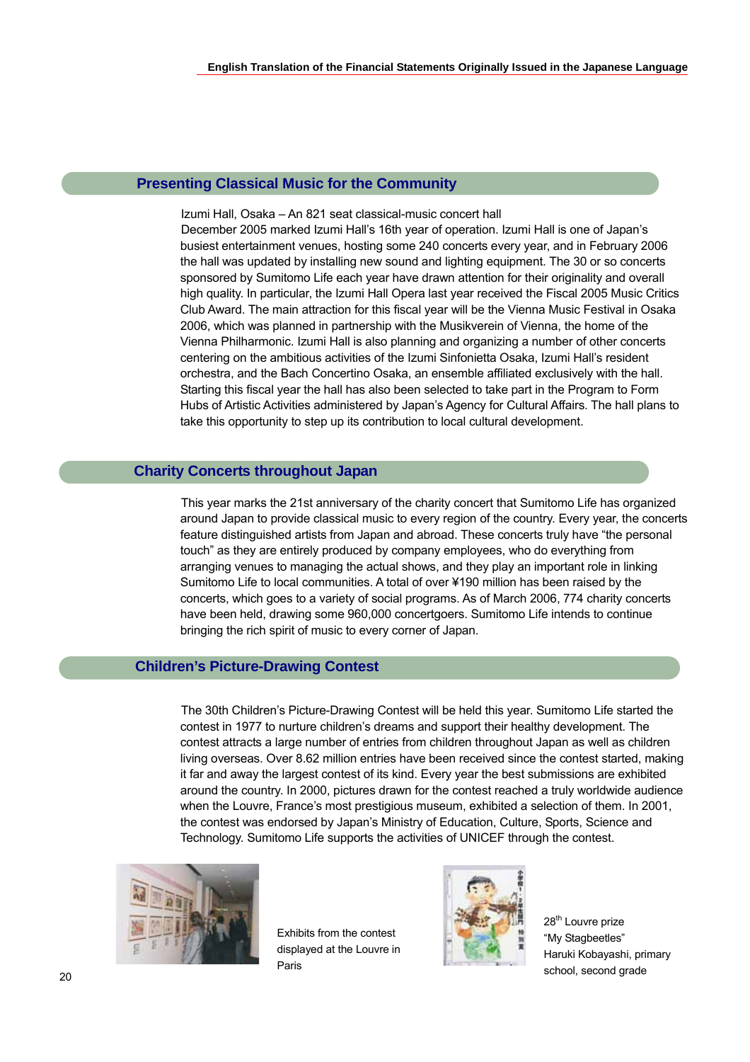## Presenting Classical Music for the Community

Izumi Hall, Osaka – An 821 seat classical-music concert hall

December 2005 marked Izumi Hall's 16th year of operation. Izumi Hall is one of Japan's busiest entertainment venues, hosting some 240 concerts every year, and in February 2006 the hall was updated by installing new sound and lighting equipment. The 30 or so concerts sponsored by Sumitomo Life each year have drawn attention for their originality and overall high quality. In particular, the Izumi Hall Opera last year received the Fiscal 2005 Music Critics Club Award. The main attraction for this fiscal year will be the Vienna Music Festival in Osaka 2006, which was planned in partnership with the Musikverein of Vienna, the home of the Vienna Philharmonic. Izumi Hall is also planning and organizing a number of other concerts centering on the ambitious activities of the Izumi Sinfonietta Osaka, Izumi Hall's resident orchestra, and the Bach Concertino Osaka, an ensemble affiliated exclusively with the hall. Starting this fiscal year the hall has also been selected to take part in the Program to Form Hubs of Artistic Activities administered by Japan's Agency for Cultural Affairs. The hall plans to take this opportunity to step up its contribution to local cultural development.

## Charity Concerts throughout Japan

This year marks the 21st anniversary of the charity concert that Sumitomo Life has organized around Japan to provide classical music to every region of the country. Every year, the concerts feature distinguished artists from Japan and abroad. These concerts truly have "the personal touch" as they are entirely produced by company employees, who do everything from arranging venues to managing the actual shows, and they play an important role in linking Sumitomo Life to local communities. A total of over ¥190 million has been raised by the concerts, which goes to a variety of social programs. As of March 2006, 774 charity concerts have been held, drawing some 960,000 concertgoers. Sumitomo Life intends to continue bringing the rich spirit of music to every corner of Japan.

## Children's Picture-Drawing Contest

The 30th Children's Picture-Drawing Contest will be held this year. Sumitomo Life started the contest in 1977 to nurture children's dreams and support their healthy development. The contest attracts a large number of entries from children throughout Japan as well as children living overseas. Over 8.62 million entries have been received since the contest started, making it far and away the largest contest of its kind. Every year the best submissions are exhibited around the country. In 2000, pictures drawn for the contest reached a truly worldwide audience when the Louvre, France's most prestigious museum, exhibited a selection of them. In 2001, the contest was endorsed by Japan's Ministry of Education, Culture, Sports, Science and Technology. Sumitomo Life supports the activities of UNICEF through the contest.

Exhibits from the contest displayed at the Louvre in Paris

28th Louvre prize
"My Stagbeetles"
Haruki Kobayashi, primary school, second grade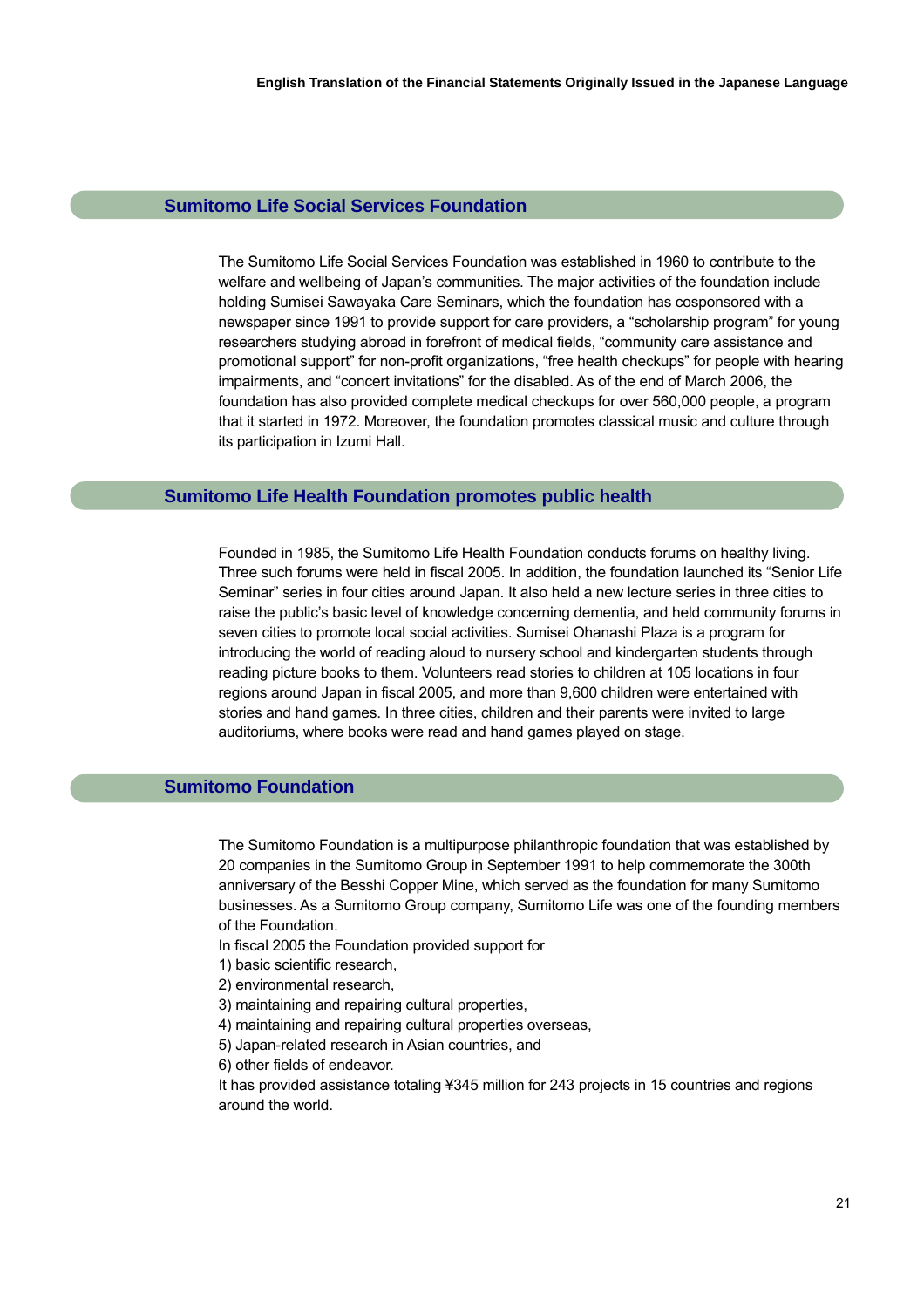## Sumitomo Life Social Services Foundation

The Sumitomo Life Social Services Foundation was established in 1960 to contribute to the welfare and wellbeing of Japan's communities. The major activities of the foundation include holding Sumisei Sawayaka Care Seminars, which the foundation has cosponsored with a newspaper since 1991 to provide support for care providers, a "scholarship program" for young researchers studying abroad in forefront of medical fields, "community care assistance and promotional support" for non-profit organizations, "free health checkups" for people with hearing impairments, and "concert invitations" for the disabled. As of the end of March 2006, the foundation has also provided complete medical checkups for over 560,000 people, a program that it started in 1972. Moreover, the foundation promotes classical music and culture through its participation in Izumi Hall.

## Sumitomo Life Health Foundation promotes public health

Founded in 1985, the Sumitomo Life Health Foundation conducts forums on healthy living. Three such forums were held in fiscal 2005. In addition, the foundation launched its "Senior Life Seminar" series in four cities around Japan. It also held a new lecture series in three cities to raise the public's basic level of knowledge concerning dementia, and held community forums in seven cities to promote local social activities. Sumisei Ohanashi Plaza is a program for introducing the world of reading aloud to nursery school and kindergarten students through reading picture books to them. Volunteers read stories to children at 105 locations in four regions around Japan in fiscal 2005, and more than 9,600 children were entertained with stories and hand games. In three cities, children and their parents were invited to large auditoriums, where books were read and hand games played on stage.

## Sumitomo Foundation

The Sumitomo Foundation is a multipurpose philanthropic foundation that was established by 20 companies in the Sumitomo Group in September 1991 to help commemorate the 300th anniversary of the Besshi Copper Mine, which served as the foundation for many Sumitomo businesses. As a Sumitomo Group company, Sumitomo Life was one of the founding members of the Foundation.

In fiscal 2005 the Foundation provided support for

1) basic scientific research,
2) environmental research,
3) maintaining and repairing cultural properties,
4) maintaining and repairing cultural properties overseas,
5) Japan-related research in Asian countries, and
6) other fields of endeavor.

It has provided assistance totaling ¥345 million for 243 projects in 15 countries and regions around the world.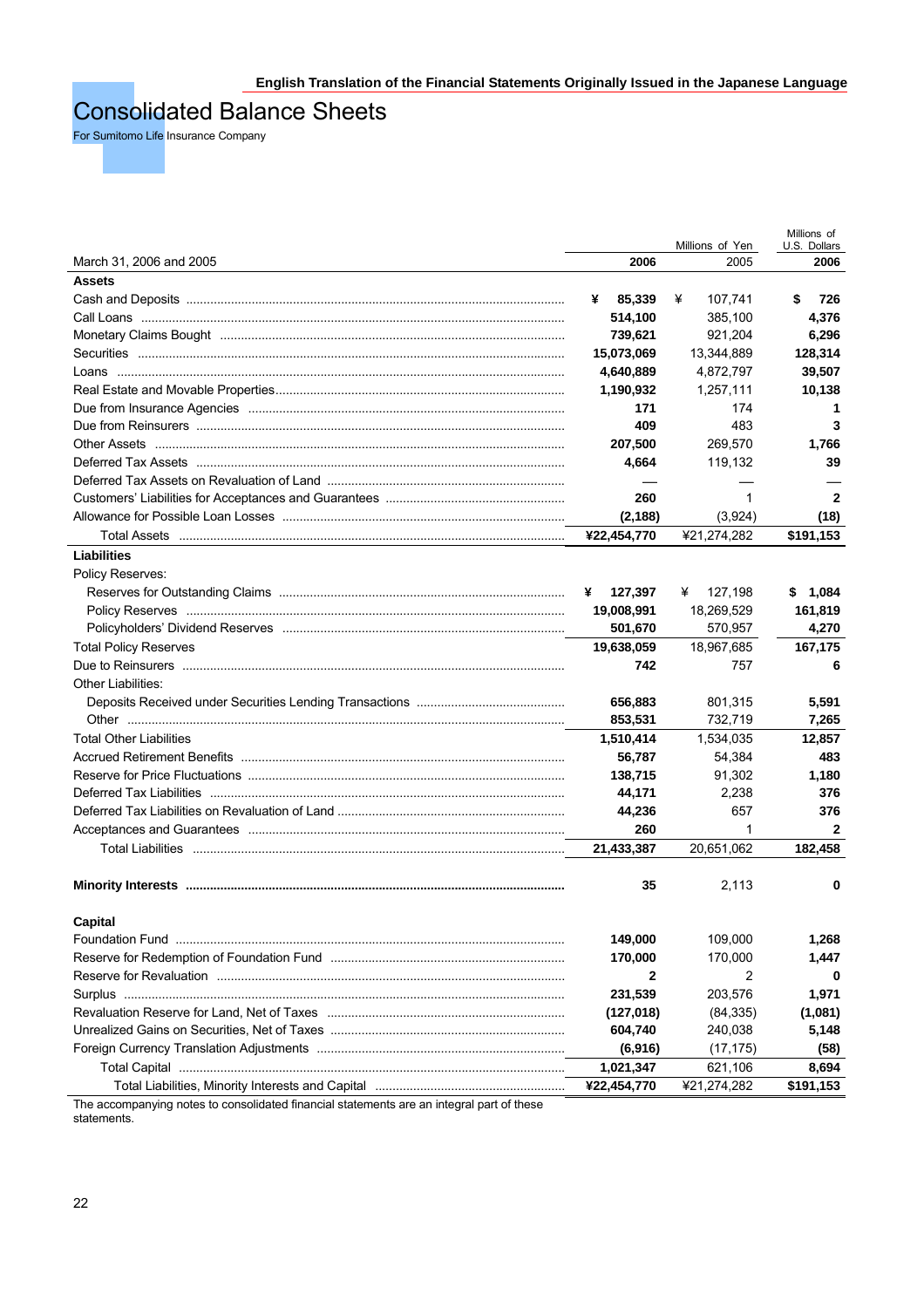English Translation of the Financial Statements Originally Issued in the Japanese Language

# Consolidated Balance Sheets

For Sumitomo Life Insurance Company

| March 31, 2006 and 2005 | Millions of Yen 2006 | Millions of Yen 2005 | Millions of U.S. Dollars 2006 |
|---|---|---|---|
| **Assets** | | | |
| Cash and Deposits | **¥ 85,339** | ¥ 107,741 | **$ 726** |
| Call Loans | **514,100** | 385,100 | **4,376** |
| Monetary Claims Bought | **739,621** | 921,204 | **6,296** |
| Securities | **15,073,069** | 13,344,889 | **128,314** |
| Loans | **4,640,889** | 4,872,797 | **39,507** |
| Real Estate and Movable Properties | **1,190,932** | 1,257,111 | **10,138** |
| Due from Insurance Agencies | **171** | 174 | **1** |
| Due from Reinsurers | **409** | 483 | **3** |
| Other Assets | **207,500** | 269,570 | **1,766** |
| Deferred Tax Assets | **4,664** | 119,132 | **39** |
| Deferred Tax Assets on Revaluation of Land | **—** | — | **—** |
| Customers' Liabilities for Acceptances and Guarantees | **260** | 1 | **2** |
| Allowance for Possible Loan Losses | **(2,188)** | (3,924) | **(18)** |
| Total Assets | **¥22,454,770** | ¥21,274,282 | **$191,153** |
| **Liabilities** | | | |
| Policy Reserves: | | | |
| Reserves for Outstanding Claims | **¥ 127,397** | ¥ 127,198 | **$ 1,084** |
| Policy Reserves | **19,008,991** | 18,269,529 | **161,819** |
| Policyholders' Dividend Reserves | **501,670** | 570,957 | **4,270** |
| Total Policy Reserves | **19,638,059** | 18,967,685 | **167,175** |
| Due to Reinsurers | **742** | 757 | **6** |
| Other Liabilities: | | | |
| Deposits Received under Securities Lending Transactions | **656,883** | 801,315 | **5,591** |
| Other | **853,531** | 732,719 | **7,265** |
| Total Other Liabilities | **1,510,414** | 1,534,035 | **12,857** |
| Accrued Retirement Benefits | **56,787** | 54,384 | **483** |
| Reserve for Price Fluctuations | **138,715** | 91,302 | **1,180** |
| Deferred Tax Liabilities | **44,171** | 2,238 | **376** |
| Deferred Tax Liabilities on Revaluation of Land | **44,236** | 657 | **376** |
| Acceptances and Guarantees | **260** | 1 | **2** |
| Total Liabilities | **21,433,387** | 20,651,062 | **182,458** |
| **Minority Interests** | **35** | 2,113 | **0** |
| **Capital** | | | |
| Foundation Fund | **149,000** | 109,000 | **1,268** |
| Reserve for Redemption of Foundation Fund | **170,000** | 170,000 | **1,447** |
| Reserve for Revaluation | **2** | 2 | **0** |
| Surplus | **231,539** | 203,576 | **1,971** |
| Revaluation Reserve for Land, Net of Taxes | **(127,018)** | (84,335) | **(1,081)** |
| Unrealized Gains on Securities, Net of Taxes | **604,740** | 240,038 | **5,148** |
| Foreign Currency Translation Adjustments | **(6,916)** | (17,175) | **(58)** |
| Total Capital | **1,021,347** | 621,106 | **8,694** |
| Total Liabilities, Minority Interests and Capital | **¥22,454,770** | ¥21,274,282 | **$191,153** |

The accompanying notes to consolidated financial statements are an integral part of these statements.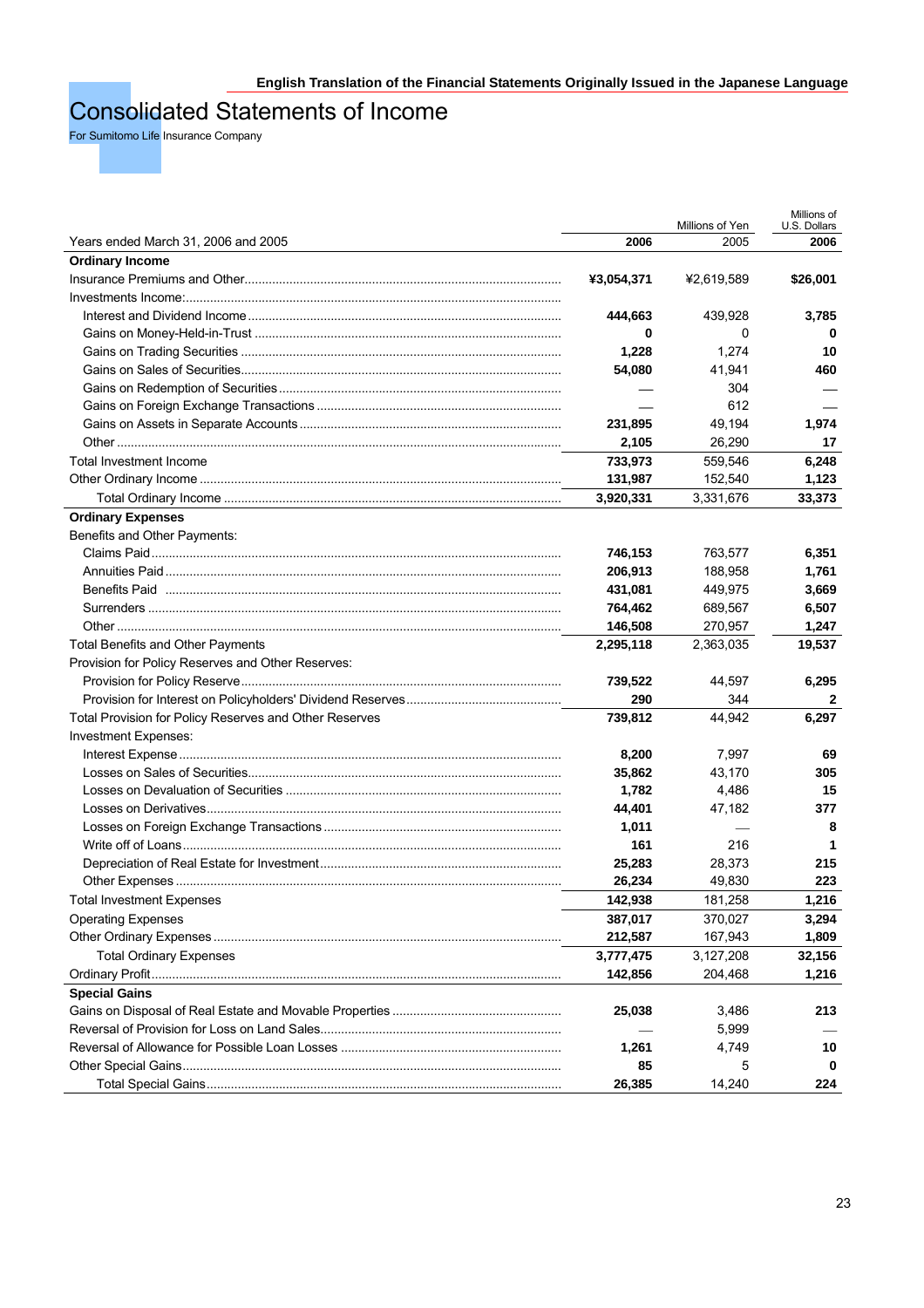English Translation of the Financial Statements Originally Issued in the Japanese Language

# Consolidated Statements of Income

For Sumitomo Life Insurance Company

| Years ended March 31, 2006 and 2005 | Millions of Yen 2006 | Millions of Yen 2005 | Millions of U.S. Dollars 2006 |
|---|---|---|---|
| **Ordinary Income** | | | |
| Insurance Premiums and Other | **¥3,054,371** | ¥2,619,589 | **$26,001** |
| Investments Income: | | | |
| Interest and Dividend Income | **444,663** | 439,928 | **3,785** |
| Gains on Money-Held-in-Trust | **0** | 0 | **0** |
| Gains on Trading Securities | **1,228** | 1,274 | **10** |
| Gains on Sales of Securities | **54,080** | 41,941 | **460** |
| Gains on Redemption of Securities | **—** | 304 | **—** |
| Gains on Foreign Exchange Transactions | **—** | 612 | **—** |
| Gains on Assets in Separate Accounts | **231,895** | 49,194 | **1,974** |
| Other | **2,105** | 26,290 | **17** |
| Total Investment Income | **733,973** | 559,546 | **6,248** |
| Other Ordinary Income | **131,987** | 152,540 | **1,123** |
| Total Ordinary Income | **3,920,331** | 3,331,676 | **33,373** |
| **Ordinary Expenses** | | | |
| Benefits and Other Payments: | | | |
| Claims Paid | **746,153** | 763,577 | **6,351** |
| Annuities Paid | **206,913** | 188,958 | **1,761** |
| Benefits Paid | **431,081** | 449,975 | **3,669** |
| Surrenders | **764,462** | 689,567 | **6,507** |
| Other | **146,508** | 270,957 | **1,247** |
| Total Benefits and Other Payments | **2,295,118** | 2,363,035 | **19,537** |
| Provision for Policy Reserves and Other Reserves: | | | |
| Provision for Policy Reserve | **739,522** | 44,597 | **6,295** |
| Provision for Interest on Policyholders' Dividend Reserves | **290** | 344 | **2** |
| Total Provision for Policy Reserves and Other Reserves | **739,812** | 44,942 | **6,297** |
| Investment Expenses: | | | |
| Interest Expense | **8,200** | 7,997 | **69** |
| Losses on Sales of Securities | **35,862** | 43,170 | **305** |
| Losses on Devaluation of Securities | **1,782** | 4,486 | **15** |
| Losses on Derivatives | **44,401** | 47,182 | **377** |
| Losses on Foreign Exchange Transactions | **1,011** | — | **8** |
| Write off of Loans | **161** | 216 | **1** |
| Depreciation of Real Estate for Investment | **25,283** | 28,373 | **215** |
| Other Expenses | **26,234** | 49,830 | **223** |
| Total Investment Expenses | **142,938** | 181,258 | **1,216** |
| Operating Expenses | **387,017** | 370,027 | **3,294** |
| Other Ordinary Expenses | **212,587** | 167,943 | **1,809** |
| Total Ordinary Expenses | **3,777,475** | 3,127,208 | **32,156** |
| Ordinary Profit | **142,856** | 204,468 | **1,216** |
| **Special Gains** | | | |
| Gains on Disposal of Real Estate and Movable Properties | **25,038** | 3,486 | **213** |
| Reversal of Provision for Loss on Land Sales | **—** | 5,999 | **—** |
| Reversal of Allowance for Possible Loan Losses | **1,261** | 4,749 | **10** |
| Other Special Gains | **85** | 5 | **0** |
| Total Special Gains | **26,385** | 14,240 | **224** |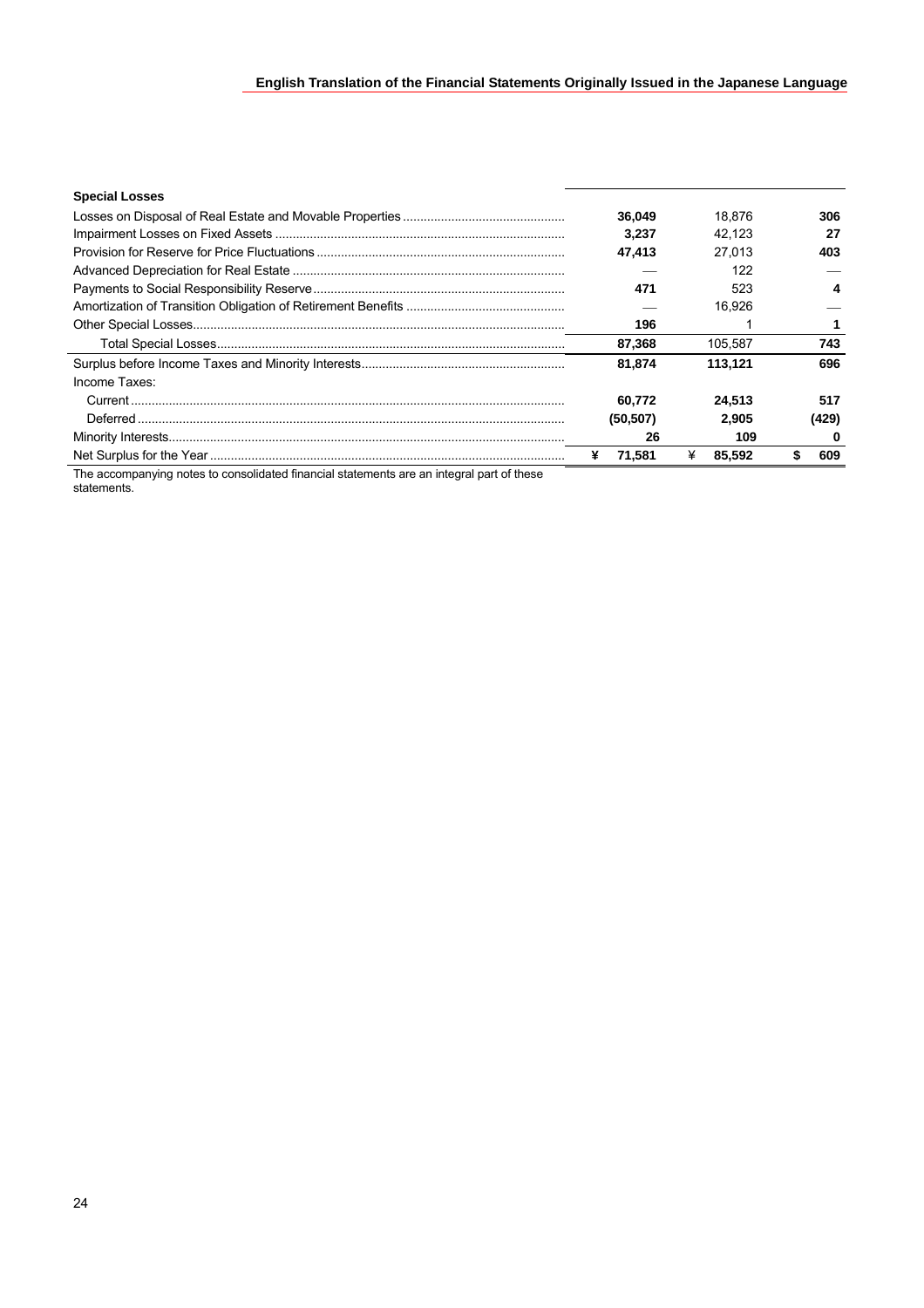| Special Losses | | | |
|---|---|---|---|
| Losses on Disposal of Real Estate and Movable Properties | **36,049** | 18,876 | **306** |
| Impairment Losses on Fixed Assets | **3,237** | 42,123 | **27** |
| Provision for Reserve for Price Fluctuations | **47,413** | 27,013 | **403** |
| Advanced Depreciation for Real Estate | — | 122 | — |
| Payments to Social Responsibility Reserve | **471** | 523 | **4** |
| Amortization of Transition Obligation of Retirement Benefits | — | 16,926 | — |
| Other Special Losses | **196** | 1 | **1** |
| Total Special Losses | **87,368** | 105,587 | **743** |
| Surplus before Income Taxes and Minority Interests | **81,874** | **113,121** | **696** |
| Income Taxes: | | | |
| Current | **60,772** | **24,513** | **517** |
| Deferred | **(50,507)** | **2,905** | **(429)** |
| Minority Interests | **26** | **109** | **0** |
| Net Surplus for the Year | **¥ 71,581** | **¥ 85,592** | **$ 609** |

The accompanying notes to consolidated financial statements are an integral part of these statements.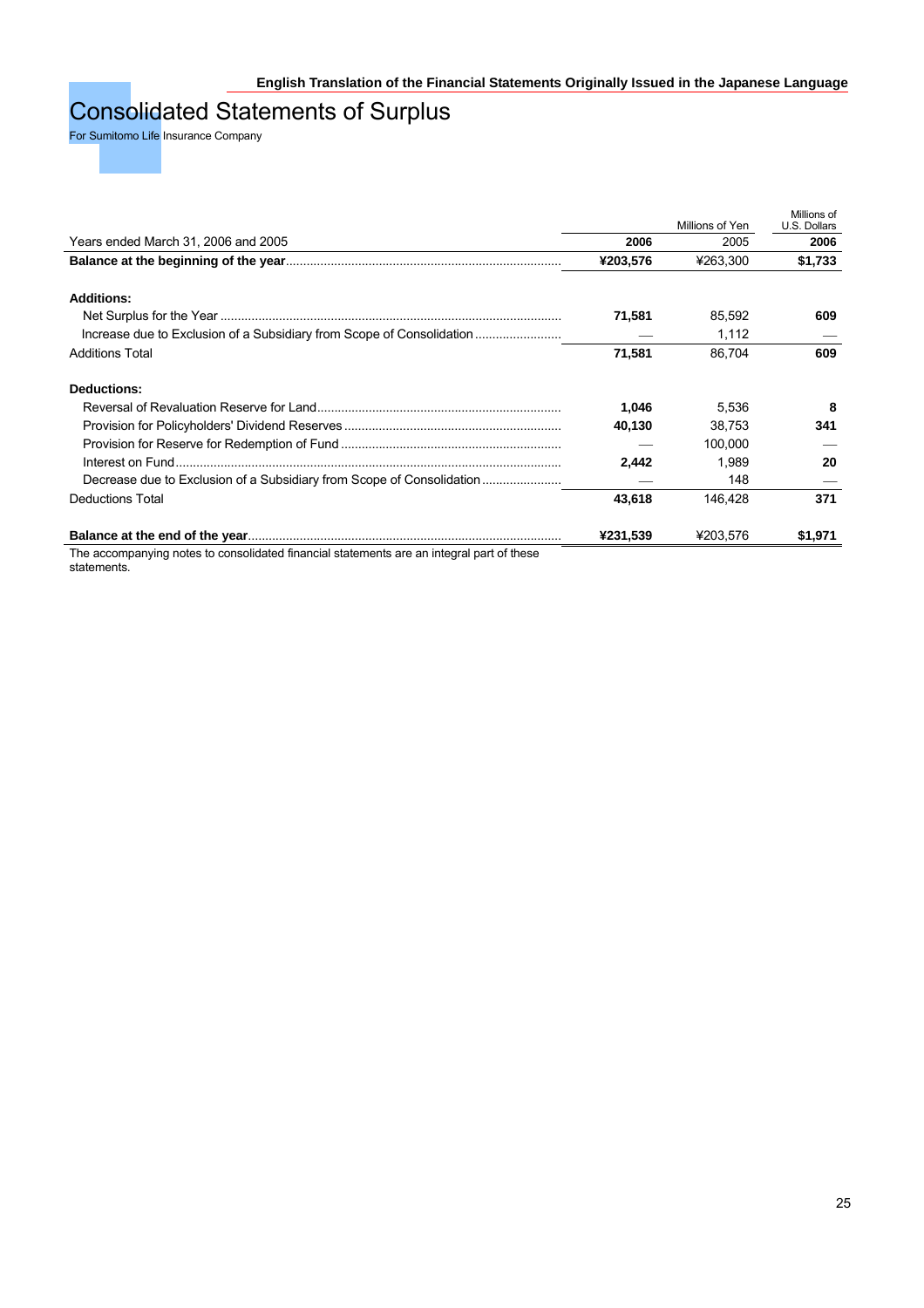English Translation of the Financial Statements Originally Issued in the Japanese Language

# Consolidated Statements of Surplus

For Sumitomo Life Insurance Company

| Years ended March 31, 2006 and 2005 | Millions of Yen 2006 | Millions of Yen 2005 | Millions of U.S. Dollars 2006 |
|---|---|---|---|
| **Balance at the beginning of the year** | **¥203,576** | ¥263,300 | **$1,733** |
| **Additions:** | | | |
| Net Surplus for the Year | **71,581** | 85,592 | **609** |
| Increase due to Exclusion of a Subsidiary from Scope of Consolidation | — | 1,112 | — |
| Additions Total | **71,581** | 86,704 | **609** |
| **Deductions:** | | | |
| Reversal of Revaluation Reserve for Land | **1,046** | 5,536 | **8** |
| Provision for Policyholders' Dividend Reserves | **40,130** | 38,753 | **341** |
| Provision for Reserve for Redemption of Fund | — | 100,000 | — |
| Interest on Fund | **2,442** | 1,989 | **20** |
| Decrease due to Exclusion of a Subsidiary from Scope of Consolidation | — | 148 | — |
| Deductions Total | **43,618** | 146,428 | **371** |
| **Balance at the end of the year** | **¥231,539** | ¥203,576 | **$1,971** |

The accompanying notes to consolidated financial statements are an integral part of these statements.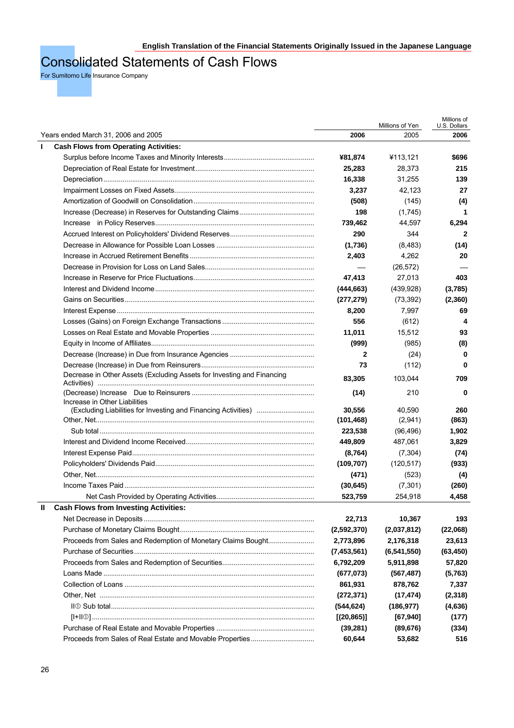English Translation of the Financial Statements Originally Issued in the Japanese Language

# Consolidated Statements of Cash Flows

For Sumitomo Life Insurance Company

| Years ended March 31, 2006 and 2005 | Millions of Yen 2006 | 2005 | Millions of U.S. Dollars 2006 |
|---|---|---|---|
| **I Cash Flows from Operating Activities:** | | | |
| Surplus before Income Taxes and Minority Interests | **¥81,874** | ¥113,121 | **$696** |
| Depreciation of Real Estate for Investment | **25,283** | 28,373 | **215** |
| Depreciation | **16,338** | 31,255 | **139** |
| Impairment Losses on Fixed Assets | **3,237** | 42,123 | **27** |
| Amortization of Goodwill on Consolidation | **(508)** | (145) | **(4)** |
| Increase (Decrease) in Reserves for Outstanding Claims | **198** | (1,745) | **1** |
| Increase in Policy Reserves | **739,462** | 44,597 | **6,294** |
| Accrued Interest on Policyholders' Dividend Reserves | **290** | 344 | **2** |
| Decrease in Allowance for Possible Loan Losses | **(1,736)** | (8,483) | **(14)** |
| Increase in Accrued Retirement Benefits | **2,403** | 4,262 | **20** |
| Decrease in Provision for Loss on Land Sales | **—** | (26,572) | **—** |
| Increase in Reserve for Price Fluctuations | **47,413** | 27,013 | **403** |
| Interest and Dividend Income | **(444,663)** | (439,928) | **(3,785)** |
| Gains on Securities | **(277,279)** | (73,392) | **(2,360)** |
| Interest Expense | **8,200** | 7,997 | **69** |
| Losses (Gains) on Foreign Exchange Transactions | **556** | (612) | **4** |
| Losses on Real Estate and Movable Properties | **11,011** | 15,512 | **93** |
| Equity in Income of Affiliates | **(999)** | (985) | **(8)** |
| Decrease (Increase) in Due from Insurance Agencies | **2** | (24) | **0** |
| Decrease (Increase) in Due from Reinsurers | **73** | (112) | **0** |
| Decrease in Other Assets (Excluding Assets for Investing and Financing Activities) | **83,305** | 103,044 | **709** |
| (Decrease) Increase Due to Reinsurers | **(14)** | 210 | **0** |
| Increase in Other Liabilities (Excluding Liabilities for Investing and Financing Activities) | **30,556** | 40,590 | **260** |
| Other, Net | **(101,468)** | (2,941) | **(863)** |
| Sub total | **223,538** | (96,496) | **1,902** |
| Interest and Dividend Income Received | **449,809** | 487,061 | **3,829** |
| Interest Expense Paid | **(8,764)** | (7,304) | **(74)** |
| Policyholders' Dividends Paid | **(109,707)** | (120,517) | **(933)** |
| Other, Net | **(471)** | (523) | **(4)** |
| Income Taxes Paid | **(30,645)** | (7,301) | **(260)** |
| Net Cash Provided by Operating Activities | **523,759** | 254,918 | **4,458** |
| **II Cash Flows from Investing Activities:** | | | |
| Net Decrease in Deposits | **22,713** | **10,367** | **193** |
| Purchase of Monetary Claims Bought | **(2,592,370)** | **(2,037,812)** | **(22,068)** |
| Proceeds from Sales and Redemption of Monetary Claims Bought | **2,773,896** | **2,176,318** | **23,613** |
| Purchase of Securities | **(7,453,561)** | **(6,541,550)** | **(63,450)** |
| Proceeds from Sales and Redemption of Securities | **6,792,209** | **5,911,898** | **57,820** |
| Loans Made | **(677,073)** | **(567,487)** | **(5,763)** |
| Collection of Loans | **861,931** | **878,762** | **7,337** |
| Other, Net | **(272,371)** | **(17,474)** | **(2,318)** |
| II① Sub total | **(544,624)** | **(186,977)** | **(4,636)** |
| [I+II①] | **[(20,865)]** | **[67,940]** | **(177)** |
| Purchase of Real Estate and Movable Properties | **(39,281)** | **(89,676)** | **(334)** |
| Proceeds from Sales of Real Estate and Movable Properties | **60,644** | **53,682** | **516** |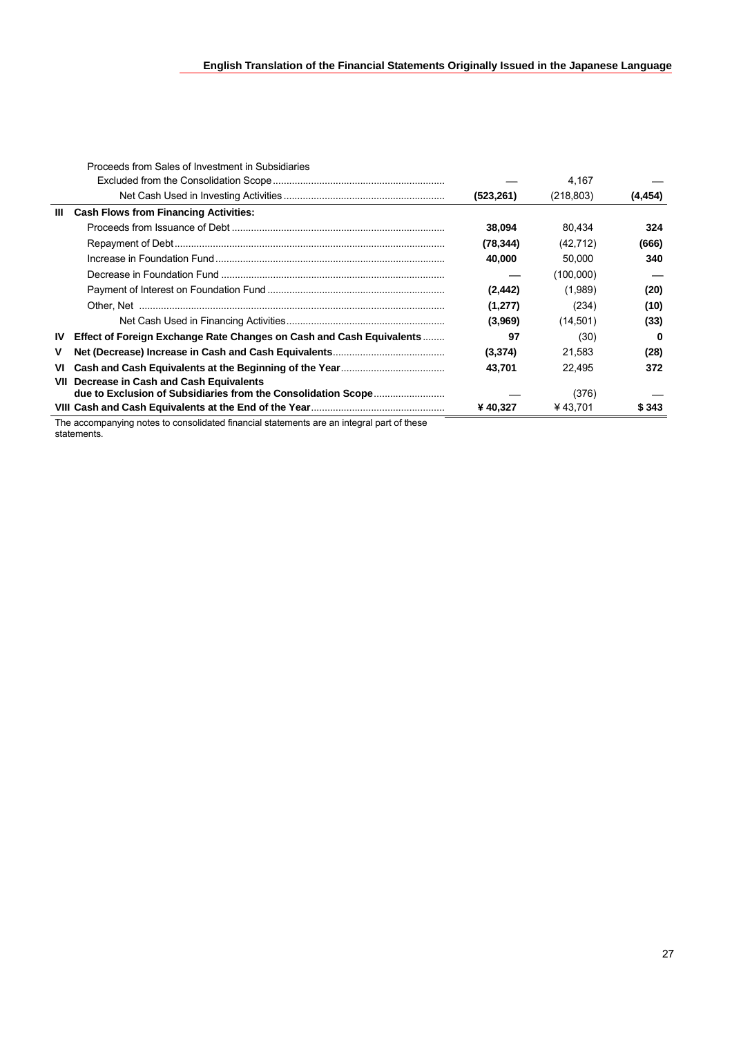| | | | | |
|---|---|---|---|---|
| | Proceeds from Sales of Investment in Subsidiaries Excluded from the Consolidation Scope | — | 4,167 | — |
| | Net Cash Used in Investing Activities | **(523,261)** | (218,803) | **(4,454)** |
| **III** | **Cash Flows from Financing Activities:** | | | |
| | Proceeds from Issuance of Debt | **38,094** | 80,434 | **324** |
| | Repayment of Debt | **(78,344)** | (42,712) | **(666)** |
| | Increase in Foundation Fund | **40,000** | 50,000 | **340** |
| | Decrease in Foundation Fund | — | (100,000) | — |
| | Payment of Interest on Foundation Fund | **(2,442)** | (1,989) | **(20)** |
| | Other, Net | **(1,277)** | (234) | **(10)** |
| | Net Cash Used in Financing Activities | **(3,969)** | (14,501) | **(33)** |
| **IV** | **Effect of Foreign Exchange Rate Changes on Cash and Cash Equivalents** | **97** | (30) | **0** |
| **V** | **Net (Decrease) Increase in Cash and Cash Equivalents** | **(3,374)** | 21,583 | **(28)** |
| **VI** | **Cash and Cash Equivalents at the Beginning of the Year** | **43,701** | 22,495 | **372** |
| **VII** | **Decrease in Cash and Cash Equivalents due to Exclusion of Subsidiaries from the Consolidation Scope** | — | (376) | — |
| **VIII** | **Cash and Cash Equivalents at the End of the Year** | **¥ 40,327** | ¥ 43,701 | **$ 343** |

The accompanying notes to consolidated financial statements are an integral part of these statements.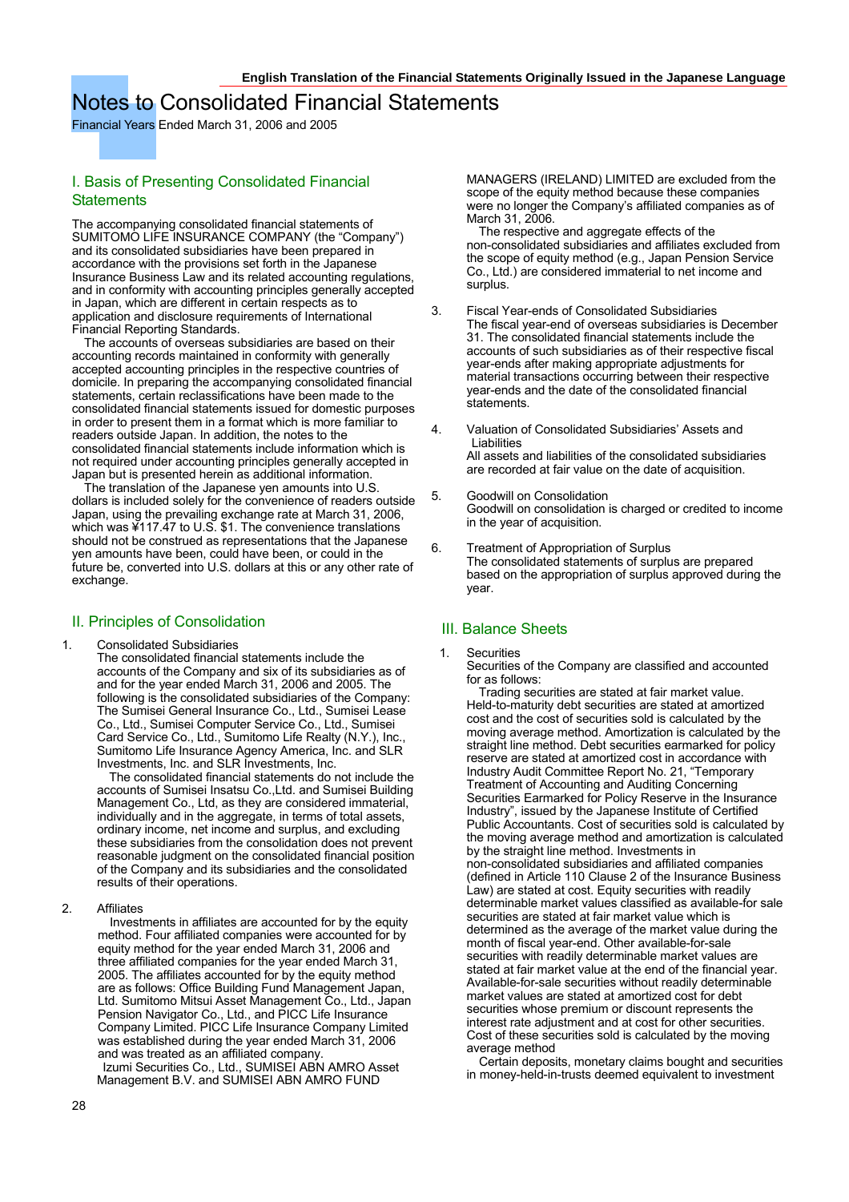English Translation of the Financial Statements Originally Issued in the Japanese Language

# Notes to Consolidated Financial Statements

Financial Years Ended March 31, 2006 and 2005

## I. Basis of Presenting Consolidated Financial Statements

The accompanying consolidated financial statements of SUMITOMO LIFE INSURANCE COMPANY (the "Company") and its consolidated subsidiaries have been prepared in accordance with the provisions set forth in the Japanese Insurance Business Law and its related accounting regulations, and in conformity with accounting principles generally accepted in Japan, which are different in certain respects as to application and disclosure requirements of International Financial Reporting Standards.

The accounts of overseas subsidiaries are based on their accounting records maintained in conformity with generally accepted accounting principles in the respective countries of domicile. In preparing the accompanying consolidated financial statements, certain reclassifications have been made to the consolidated financial statements issued for domestic purposes in order to present them in a format which is more familiar to readers outside Japan. In addition, the notes to the consolidated financial statements include information which is not required under accounting principles generally accepted in Japan but is presented herein as additional information.

The translation of the Japanese yen amounts into U.S. dollars is included solely for the convenience of readers outside Japan, using the prevailing exchange rate at March 31, 2006, which was ¥117.47 to U.S. $1. The convenience translations should not be construed as representations that the Japanese yen amounts have been, could have been, or could in the future be, converted into U.S. dollars at this or any other rate of exchange.

## II. Principles of Consolidation

1. Consolidated Subsidiaries
   The consolidated financial statements include the accounts of the Company and six of its subsidiaries as of and for the year ended March 31, 2006 and 2005. The following is the consolidated subsidiaries of the Company: The Sumisei General Insurance Co., Ltd., Sumisei Lease Co., Ltd., Sumisei Computer Service Co., Ltd., Sumisei Card Service Co., Ltd., Sumitomo Life Realty (N.Y.), Inc., Sumitomo Life Insurance Agency America, Inc. and SLR Investments, Inc. and SLR Investments, Inc.
   The consolidated financial statements do not include the accounts of Sumisei Insatsu Co.,Ltd. and Sumisei Building Management Co., Ltd, as they are considered immaterial, individually and in the aggregate, in terms of total assets, ordinary income, net income and surplus, and excluding these subsidiaries from the consolidation does not prevent reasonable judgment on the consolidated financial position of the Company and its subsidiaries and the consolidated results of their operations.

2. Affiliates
   Investments in affiliates are accounted for by the equity method. Four affiliated companies were accounted for by equity method for the year ended March 31, 2006 and three affiliated companies for the year ended March 31, 2005. The affiliates accounted for by the equity method are as follows: Office Building Fund Management Japan, Ltd. Sumitomo Mitsui Asset Management Co., Ltd., Japan Pension Navigator Co., Ltd., and PICC Life Insurance Company Limited. PICC Life Insurance Company Limited was established during the year ended March 31, 2006 and was treated as an affiliated company.
   Izumi Securities Co., Ltd., SUMISEI ABN AMRO Asset Management B.V. and SUMISEI ABN AMRO FUND MANAGERS (IRELAND) LIMITED are excluded from the scope of the equity method because these companies were no longer the Company's affiliated companies as of March 31, 2006.
   The respective and aggregate effects of the non-consolidated subsidiaries and affiliates excluded from the scope of equity method (e.g., Japan Pension Service Co., Ltd.) are considered immaterial to net income and surplus.

3. Fiscal Year-ends of Consolidated Subsidiaries
   The fiscal year-end of overseas subsidiaries is December 31. The consolidated financial statements include the accounts of such subsidiaries as of their respective fiscal year-ends after making appropriate adjustments for material transactions occurring between their respective year-ends and the date of the consolidated financial statements.

4. Valuation of Consolidated Subsidiaries' Assets and Liabilities
   All assets and liabilities of the consolidated subsidiaries are recorded at fair value on the date of acquisition.

5. Goodwill on Consolidation
   Goodwill on consolidation is charged or credited to income in the year of acquisition.

6. Treatment of Appropriation of Surplus
   The consolidated statements of surplus are prepared based on the appropriation of surplus approved during the year.

## III. Balance Sheets

1. Securities
   Securities of the Company are classified and accounted for as follows:
   Trading securities are stated at fair market value. Held-to-maturity debt securities are stated at amortized cost and the cost of securities sold is calculated by the moving average method. Amortization is calculated by the straight line method. Debt securities earmarked for policy reserve are stated at amortized cost in accordance with Industry Audit Committee Report No. 21, "Temporary Treatment of Accounting and Auditing Concerning Securities Earmarked for Policy Reserve in the Insurance Industry", issued by the Japanese Institute of Certified Public Accountants. Cost of securities sold is calculated by the moving average method and amortization is calculated by the straight line method. Investments in non-consolidated subsidiaries and affiliated companies (defined in Article 110 Clause 2 of the Insurance Business Law) are stated at cost. Equity securities with readily determinable market values classified as available-for sale securities are stated at fair market value which is determined as the average of the market value during the month of fiscal year-end. Other available-for-sale securities with readily determinable market values are stated at fair market value at the end of the financial year. Available-for-sale securities without readily determinable market values are stated at amortized cost for debt securities whose premium or discount represents the interest rate adjustment and at cost for other securities. Cost of these securities sold is calculated by the moving average method
   Certain deposits, monetary claims bought and securities in money-held-in-trusts deemed equivalent to investment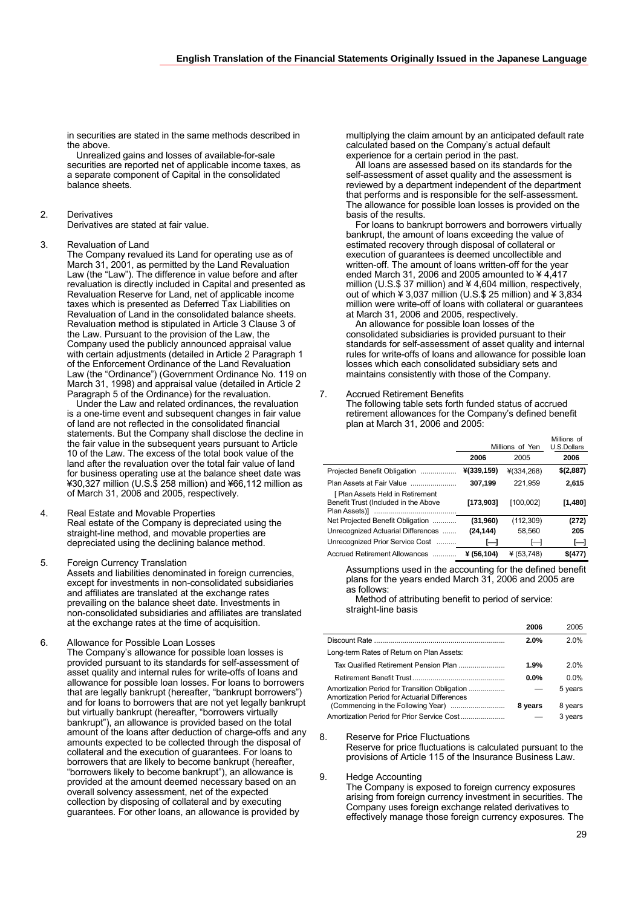in securities are stated in the same methods described in the above.

Unrealized gains and losses of available-for-sale securities are reported net of applicable income taxes, as a separate component of Capital in the consolidated balance sheets.

2. Derivatives
Derivatives are stated at fair value.

3. Revaluation of Land
The Company revalued its Land for operating use as of March 31, 2001, as permitted by the Land Revaluation Law (the "Law"). The difference in value before and after revaluation is directly included in Capital and presented as Revaluation Reserve for Land, net of applicable income taxes which is presented as Deferred Tax Liabilities on Revaluation of Land in the consolidated balance sheets. Revaluation method is stipulated in Article 3 Clause 3 of the Law. Pursuant to the provision of the Law, the Company used the publicly announced appraisal value with certain adjustments (detailed in Article 2 Paragraph 1 of the Enforcement Ordinance of the Land Revaluation Law (the "Ordinance") (Government Ordinance No. 119 on March 31, 1998) and appraisal value (detailed in Article 2 Paragraph 5 of the Ordinance) for the revaluation.

Under the Law and related ordinances, the revaluation is a one-time event and subsequent changes in fair value of land are not reflected in the consolidated financial statements. But the Company shall disclose the decline in the fair value in the subsequent years pursuant to Article 10 of the Law. The excess of the total book value of the land after the revaluation over the total fair value of land for business operating use at the balance sheet date was ¥30,327 million (U.S.$ 258 million) and ¥66,112 million as of March 31, 2006 and 2005, respectively.

4. Real Estate and Movable Properties
Real estate of the Company is depreciated using the straight-line method, and movable properties are depreciated using the declining balance method.

5. Foreign Currency Translation
Assets and liabilities denominated in foreign currencies, except for investments in non-consolidated subsidiaries and affiliates are translated at the exchange rates prevailing on the balance sheet date. Investments in non-consolidated subsidiaries and affiliates are translated at the exchange rates at the time of acquisition.

6. Allowance for Possible Loan Losses
The Company's allowance for possible loan losses is provided pursuant to its standards for self-assessment of asset quality and internal rules for write-offs of loans and allowance for possible loan losses. For loans to borrowers that are legally bankrupt (hereafter, "bankrupt borrowers") and for loans to borrowers that are not yet legally bankrupt but virtually bankrupt (hereafter, "borrowers virtually bankrupt"), an allowance is provided based on the total amount of the loans after deduction of charge-offs and any amounts expected to be collected through the disposal of collateral and the execution of guarantees. For loans to borrowers that are likely to become bankrupt (hereafter, "borrowers likely to become bankrupt"), an allowance is provided at the amount deemed necessary based on an overall solvency assessment, net of the expected collection by disposing of collateral and by executing guarantees. For other loans, an allowance is provided by multiplying the claim amount by an anticipated default rate calculated based on the Company's actual default experience for a certain period in the past.

All loans are assessed based on its standards for the self-assessment of asset quality and the assessment is reviewed by a department independent of the department that performs and is responsible for the self-assessment. The allowance for possible loan losses is provided on the basis of the results.

For loans to bankrupt borrowers and borrowers virtually bankrupt, the amount of loans exceeding the value of estimated recovery through disposal of collateral or execution of guarantees is deemed uncollectible and written-off. The amount of loans written-off for the year ended March 31, 2006 and 2005 amounted to ¥ 4,417 million (U.S.$ 37 million) and ¥ 4,604 million, respectively, out of which ¥ 3,037 million (U.S.$ 25 million) and ¥ 3,834 million were write-off of loans with collateral or guarantees at March 31, 2006 and 2005, respectively.

An allowance for possible loan losses of the consolidated subsidiaries is provided pursuant to their standards for self-assessment of asset quality and internal rules for write-offs of loans and allowance for possible loan losses which each consolidated subsidiary sets and maintains consistently with those of the Company.

7. Accrued Retirement Benefits
The following table sets forth funded status of accrued retirement allowances for the Company's defined benefit plan at March 31, 2006 and 2005:

| | Millions of Yen | | Millions of U.S.Dollars |
|---|---|---|---|
| | **2006** | 2005 | **2006** |
| Projected Benefit Obligation | **¥(339,159)** | ¥(334,268) | **$(2,887)** |
| Plan Assets at Fair Value | **307,199** | 221,959 | **2,615** |
| [ Plan Assets Held in Retirement Benefit Trust (Included in the Above Plan Assets)] | **[173,903]** | [100,002] | **[1,480]** |
| Net Projected Benefit Obligation | **(31,960)** | (112,309) | **(272)** |
| Unrecognized Actuarial Differences | **(24,144)** | 58,560 | **205** |
| Unrecognized Prior Service Cost | **[—]** | [—] | **[—]** |
| Accrued Retirement Allowances | **¥ (56,104)** | ¥ (53,748) | **$(477)** |

Assumptions used in the accounting for the defined benefit plans for the years ended March 31, 2006 and 2005 are as follows:

Method of attributing benefit to period of service: straight-line basis

| | **2006** | 2005 |
|---|---|---|
| Discount Rate | **2.0%** | 2.0% |
| Long-term Rates of Return on Plan Assets: | | |
| Tax Qualified Retirement Pension Plan | **1.9%** | 2.0% |
| Retirement Benefit Trust | **0.0%** | 0.0% |
| Amortization Period for Transition Obligation | — | 5 years |
| Amortization Period for Actuarial Differences (Commencing in the Following Year) | **8 years** | 8 years |
| Amortization Period for Prior Service Cost | — | 3 years |

8. Reserve for Price Fluctuations
Reserve for price fluctuations is calculated pursuant to the provisions of Article 115 of the Insurance Business Law.

9. Hedge Accounting
The Company is exposed to foreign currency exposures arising from foreign currency investment in securities. The Company uses foreign exchange related derivatives to effectively manage those foreign currency exposures. The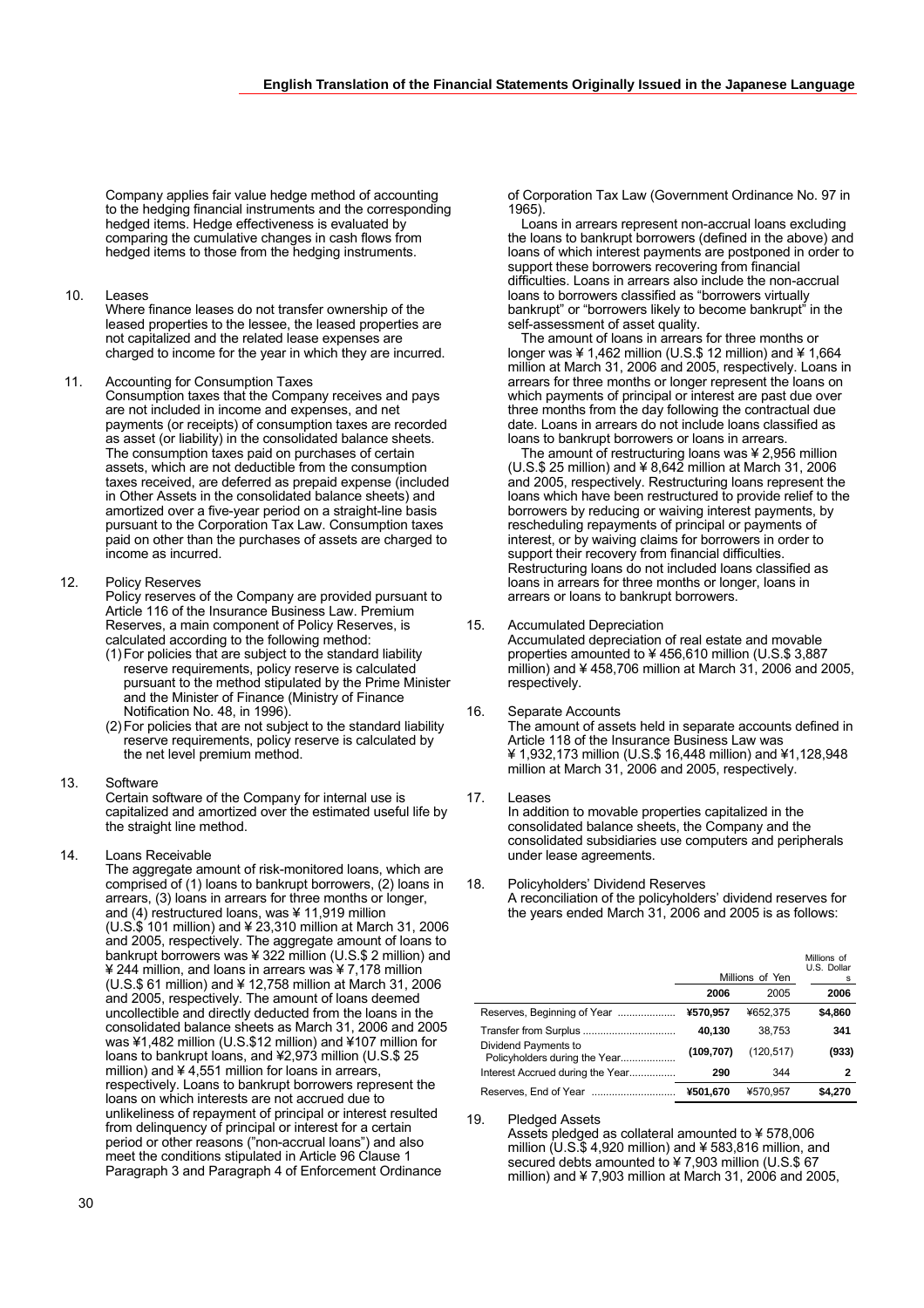Company applies fair value hedge method of accounting to the hedging financial instruments and the corresponding hedged items. Hedge effectiveness is evaluated by comparing the cumulative changes in cash flows from hedged items to those from the hedging instruments.

10. Leases

Where finance leases do not transfer ownership of the leased properties to the lessee, the leased properties are not capitalized and the related lease expenses are charged to income for the year in which they are incurred.

11. Accounting for Consumption Taxes

Consumption taxes that the Company receives and pays are not included in income and expenses, and net payments (or receipts) of consumption taxes are recorded as asset (or liability) in the consolidated balance sheets. The consumption taxes paid on purchases of certain assets, which are not deductible from the consumption taxes received, are deferred as prepaid expense (included in Other Assets in the consolidated balance sheets) and amortized over a five-year period on a straight-line basis pursuant to the Corporation Tax Law. Consumption taxes paid on other than the purchases of assets are charged to income as incurred.

12. Policy Reserves

Policy reserves of the Company are provided pursuant to Article 116 of the Insurance Business Law. Premium Reserves, a main component of Policy Reserves, is calculated according to the following method:

(1) For policies that are subject to the standard liability reserve requirements, policy reserve is calculated pursuant to the method stipulated by the Prime Minister and the Minister of Finance (Ministry of Finance Notification No. 48, in 1996).

(2) For policies that are not subject to the standard liability reserve requirements, policy reserve is calculated by the net level premium method.

13. Software

Certain software of the Company for internal use is capitalized and amortized over the estimated useful life by the straight line method.

14. Loans Receivable

The aggregate amount of risk-monitored loans, which are comprised of (1) loans to bankrupt borrowers, (2) loans in arrears, (3) loans in arrears for three months or longer, and (4) restructured loans, was ¥ 11,919 million (U.S.$ 101 million) and ¥ 23,310 million at March 31, 2006 and 2005, respectively. The aggregate amount of loans to bankrupt borrowers was ¥ 322 million (U.S.$ 2 million) and ¥ 244 million, and loans in arrears was ¥ 7,178 million (U.S.$ 61 million) and ¥ 12,758 million at March 31, 2006 and 2005, respectively. The amount of loans deemed uncollectible and directly deducted from the loans in the consolidated balance sheets as March 31, 2006 and 2005 was ¥1,482 million (U.S.$12 million) and ¥107 million for loans to bankrupt loans, and ¥2,973 million (U.S.$ 25 million) and ¥ 4,551 million for loans in arrears, respectively. Loans to bankrupt borrowers represent the loans on which interests are not accrued due to unlikeliness of repayment of principal or interest resulted from delinquency of principal or interest for a certain period or other reasons ("non-accrual loans") and also meet the conditions stipulated in Article 96 Clause 1 Paragraph 3 and Paragraph 4 of Enforcement Ordinance of Corporation Tax Law (Government Ordinance No. 97 in 1965).

Loans in arrears represent non-accrual loans excluding the loans to bankrupt borrowers (defined in the above) and loans of which interest payments are postponed in order to support these borrowers recovering from financial difficulties. Loans in arrears also include the non-accrual loans to borrowers classified as "borrowers virtually bankrupt" or "borrowers likely to become bankrupt" in the self-assessment of asset quality.

The amount of loans in arrears for three months or longer was ¥ 1,462 million (U.S.$ 12 million) and ¥ 1,664 million at March 31, 2006 and 2005, respectively. Loans in arrears for three months or longer represent the loans on which payments of principal or interest are past due over three months from the day following the contractual due date. Loans in arrears do not include loans classified as loans to bankrupt borrowers or loans in arrears.

The amount of restructuring loans was ¥ 2,956 million (U.S.$ 25 million) and ¥ 8,642 million at March 31, 2006 and 2005, respectively. Restructuring loans represent the loans which have been restructured to provide relief to the borrowers by reducing or waiving interest payments, by rescheduling repayments of principal or payments of interest, or by waiving claims for borrowers in order to support their recovery from financial difficulties. Restructuring loans do not included loans classified as loans in arrears for three months or longer, loans in arrears or loans to bankrupt borrowers.

15. Accumulated Depreciation

Accumulated depreciation of real estate and movable properties amounted to ¥ 456,610 million (U.S.$ 3,887 million) and ¥ 458,706 million at March 31, 2006 and 2005, respectively.

16. Separate Accounts

The amount of assets held in separate accounts defined in Article 118 of the Insurance Business Law was ¥ 1,932,173 million (U.S.$ 16,448 million) and ¥1,128,948 million at March 31, 2006 and 2005, respectively.

17. Leases

In addition to movable properties capitalized in the consolidated balance sheets, the Company and the consolidated subsidiaries use computers and peripherals under lease agreements.

18. Policyholders' Dividend Reserves

A reconciliation of the policyholders' dividend reserves for the years ended March 31, 2006 and 2005 is as follows:

| | Millions of Yen | | Millions of U.S. Dollars |
|---|---|---|---|
| | **2006** | 2005 | **2006** |
| Reserves, Beginning of Year | **¥570,957** | ¥652,375 | **$4,860** |
| Transfer from Surplus | **40,130** | 38,753 | **341** |
| Dividend Payments to Policyholders during the Year | **(109,707)** | (120,517) | **(933)** |
| Interest Accrued during the Year | **290** | 344 | **2** |
| Reserves, End of Year | **¥501,670** | ¥570,957 | **$4,270** |

19. Pledged Assets

Assets pledged as collateral amounted to ¥ 578,006 million (U.S.$ 4,920 million) and ¥ 583,816 million, and secured debts amounted to ¥ 7,903 million (U.S.$ 67 million) and ¥ 7,903 million at March 31, 2006 and 2005,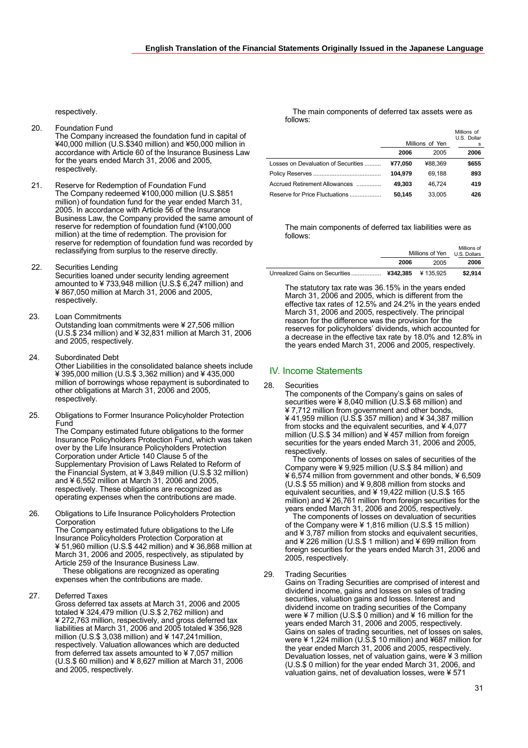respectively.

20. Foundation Fund
The Company increased the foundation fund in capital of ¥40,000 million (U.S.$340 million) and ¥50,000 million in accordance with Article 60 of the Insurance Business Law for the years ended March 31, 2006 and 2005, respectively.

21. Reserve for Redemption of Foundation Fund
The Company redeemed ¥100,000 million (U.S.$851 million) of foundation fund for the year ended March 31, 2005. In accordance with Article 56 of the Insurance Business Law, the Company provided the same amount of reserve for redemption of foundation fund (¥100,000 million) at the time of redemption. The provision for reserve for redemption of foundation fund was recorded by reclassifying from surplus to the reserve directly.

22. Securities Lending
Securities loaned under security lending agreement amounted to ¥ 733,948 million (U.S.$ 6,247 million) and ¥ 867,050 million at March 31, 2006 and 2005, respectively.

23. Loan Commitments
Outstanding loan commitments were ¥ 27,506 million (U.S.$ 234 million) and ¥ 32,831 million at March 31, 2006 and 2005, respectively.

24. Subordinated Debt
Other Liabilities in the consolidated balance sheets include ¥ 395,000 million (U.S.$ 3,362 million) and ¥ 435,000 million of borrowings whose repayment is subordinated to other obligations at March 31, 2006 and 2005, respectively.

25. Obligations to Former Insurance Policyholder Protection Fund
The Company estimated future obligations to the former Insurance Policyholders Protection Fund, which was taken over by the Life Insurance Policyholders Protection Corporation under Article 140 Clause 5 of the Supplementary Provision of Laws Related to Reform of the Financial System, at ¥ 3,849 million (U.S.$ 32 million) and ¥ 6,552 million at March 31, 2006 and 2005, respectively. These obligations are recognized as operating expenses when the contributions are made.

26. Obligations to Life Insurance Policyholders Protection Corporation
The Company estimated future obligations to the Life Insurance Policyholders Protection Corporation at ¥ 51,960 million (U.S.$ 442 million) and ¥ 36,868 million at March 31, 2006 and 2005, respectively, as stipulated by Article 259 of the Insurance Business Law.
These obligations are recognized as operating expenses when the contributions are made.

27. Deferred Taxes
Gross deferred tax assets at March 31, 2006 and 2005 totaled ¥ 324,479 million (U.S.$ 2,762 million) and ¥ 272,763 million, respectively, and gross deferred tax liabilities at March 31, 2006 and 2005 totaled ¥ 356,928 million (U.S.$ 3,038 million) and ¥ 147,241million, respectively. Valuation allowances which are deducted from deferred tax assets amounted to ¥ 7,057 million (U.S.$ 60 million) and ¥ 8,627 million at March 31, 2006 and 2005, respectively.

The main components of deferred tax assets were as follows:

| | Millions of Yen | | Millions of U.S. Dollars |
|---|---|---|---|
| | **2006** | 2005 | **2006** |
| Losses on Devaluation of Securities | **¥77,050** | ¥88,369 | **$655** |
| Policy Reserves | **104,979** | 69,188 | **893** |
| Accrued Retirement Allowances | **49,303** | 46,724 | **419** |
| Reserve for Price Fluctuations | **50,145** | 33,005 | **426** |

The main components of deferred tax liabilities were as follows:

| | Millions of Yen | | Millions of U.S. Dollars |
|---|---|---|---|
| | **2006** | 2005 | **2006** |
| Unrealized Gains on Securities | **¥342,385** | ¥ 135,925 | **$2,914** |

The statutory tax rate was 36.15% in the years ended March 31, 2006 and 2005, which is different from the effective tax rates of 12.5% and 24.2% in the years ended March 31, 2006 and 2005, respectively. The principal reason for the difference was the provision for the reserves for policyholders' dividends, which accounted for a decrease in the effective tax rate by 18.0% and 12.8% in the years ended March 31, 2006 and 2005, respectively.

## IV. Income Statements

28. Securities
The components of the Company's gains on sales of securities were ¥ 8,040 million (U.S.$ 68 million) and ¥ 7,712 million from government and other bonds, ¥ 41,959 million (U.S.$ 357 million) and ¥ 34,387 million from stocks and the equivalent securities, and ¥ 4,077 million (U.S.$ 34 million) and ¥ 457 million from foreign securities for the years ended March 31, 2006 and 2005, respectively.
The components of losses on sales of securities of the Company were ¥ 9,925 million (U.S.$ 84 million) and ¥ 6,574 million from government and other bonds, ¥ 6,509 (U.S.$ 55 million) and ¥ 9,808 million from stocks and equivalent securities, and ¥ 19,422 million (U.S.$ 165 million) and ¥ 26,761 million from foreign securities for the years ended March 31, 2006 and 2005, respectively.
The components of losses on devaluation of securities of the Company were ¥ 1,816 million (U.S.$ 15 million) and ¥ 3,787 million from stocks and equivalent securities, and ¥ 226 million (U.S.$ 1 million) and ¥ 699 million from foreign securities for the years ended March 31, 2006 and 2005, respectively.

29. Trading Securities
Gains on Trading Securities are comprised of interest and dividend income, gains and losses on sales of trading securities, valuation gains and losses. Interest and dividend income on trading securities of the Company were ¥ 7 million (U.S.$ 0 million) and ¥ 16 million for the years ended March 31, 2006 and 2005, respectively. Gains on sales of trading securities, net of losses on sales, were ¥ 1,224 million (U.S.$ 10 million) and ¥687 million for the year ended March 31, 2006 and 2005, respectively. Devaluation losses, net of valuation gains, were ¥ 3 million (U.S.$ 0 million) for the year ended March 31, 2006, and valuation gains, net of devaluation losses, were ¥ 571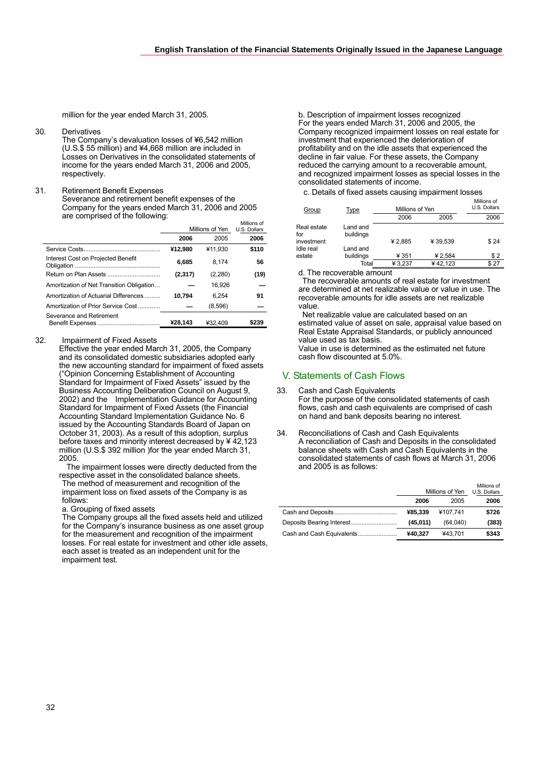million for the year ended March 31, 2005.

30. Derivatives
The Company's devaluation losses of ¥6,542 million (U.S.$ 55 million) and ¥4,668 million are included in Losses on Derivatives in the consolidated statements of income for the years ended March 31, 2006 and 2005, respectively.

31. Retirement Benefit Expenses
Severance and retirement benefit expenses of the Company for the years ended March 31, 2006 and 2005 are comprised of the following:

| | Millions of Yen | | Millions of U.S. Dollars |
|---|---|---|---|
| | **2006** | 2005 | **2006** |
| Service Costs | **¥12,980** | ¥11,930 | **$110** |
| Interest Cost on Projected Benefit Obligation | **6,685** | 8,174 | **56** |
| Return on Plan Assets | **(2,317)** | (2,280) | **(19)** |
| Amortization of Net Transition Obligation | **—** | 16,926 | **—** |
| Amortization of Actuarial Differences | **10,794** | 6,254 | **91** |
| Amortization of Prior Service Cost | **—** | (8,596) | **—** |
| Severance and Retirement Benefit Expenses | **¥28,143** | ¥32,409 | **$239** |

32. Impairment of Fixed Assets
Effective the year ended March 31, 2005, the Company and its consolidated domestic subsidiaries adopted early the new accounting standard for impairment of fixed assets ("Opinion Concerning Establishment of Accounting Standard for Impairment of Fixed Assets" issued by the Business Accounting Deliberation Council on August 9, 2002) and the Implementation Guidance for Accounting Standard for Impairment of Fixed Assets (the Financial Accounting Standard Implementation Guidance No. 6 issued by the Accounting Standards Board of Japan on October 31, 2003). As a result of this adoption, surplus before taxes and minority interest decreased by ¥ 42,123 million (U.S.$ 392 million )for the year ended March 31, 2005.

The impairment losses were directly deducted from the respective asset in the consolidated balance sheets.
The method of measurement and recognition of the impairment loss on fixed assets of the Company is as follows:

a. Grouping of fixed assets
The Company groups all the fixed assets held and utilized for the Company's insurance business as one asset group for the measurement and recognition of the impairment losses. For real estate for investment and other idle assets, each asset is treated as an independent unit for the impairment test.

b. Description of impairment losses recognized
For the years ended March 31, 2006 and 2005, the Company recognized impairment losses on real estate for investment that experienced the deterioration of profitability and on the idle assets that experienced the decline in fair value. For these assets, the Company reduced the carrying amount to a recoverable amount, and recognized impairment losses as special losses in the consolidated statements of income.

c. Details of fixed assets causing impairment losses

| Group | Type | Millions of Yen | | Millions of U.S. Dollars |
|---|---|---|---|---|
| | | 2006 | 2005 | 2006 |
| Real estate for investment | Land and buildings | ¥ 2,885 | ¥ 39,539 | $ 24 |
| Idle real estate | Land and buildings | ¥ 351 | ¥ 2,584 | $ 2 |
| | Total | ¥ 3,237 | ¥ 42,123 | $ 27 |

d. The recoverable amount
The recoverable amounts of real estate for investment are determined at net realizable value or value in use. The recoverable amounts for idle assets are net realizable value.
Net realizable value are calculated based on an estimated value of asset on sale, appraisal value based on Real Estate Appraisal Standards, or publicly announced value used as tax basis.
Value in use is determined as the estimated net future cash flow discounted at 5.0%.

## V. Statements of Cash Flows

33. Cash and Cash Equivalents
For the purpose of the consolidated statements of cash flows, cash and cash equivalents are comprised of cash on hand and bank deposits bearing no interest.

34. Reconciliations of Cash and Cash Equivalents
A reconciliation of Cash and Deposits in the consolidated balance sheets with Cash and Cash Equivalents in the consolidated statements of cash flows at March 31, 2006 and 2005 is as follows:

| | Millions of Yen | | Millions of U.S. Dollars |
|---|---|---|---|
| | **2006** | 2005 | **2006** |
| Cash and Deposits | **¥85,339** | ¥107,741 | **$726** |
| Deposits Bearing Interest | **(45,011)** | (64,040) | **(383)** |
| Cash and Cash Equivalents | **¥40,327** | ¥43,701 | **$343** |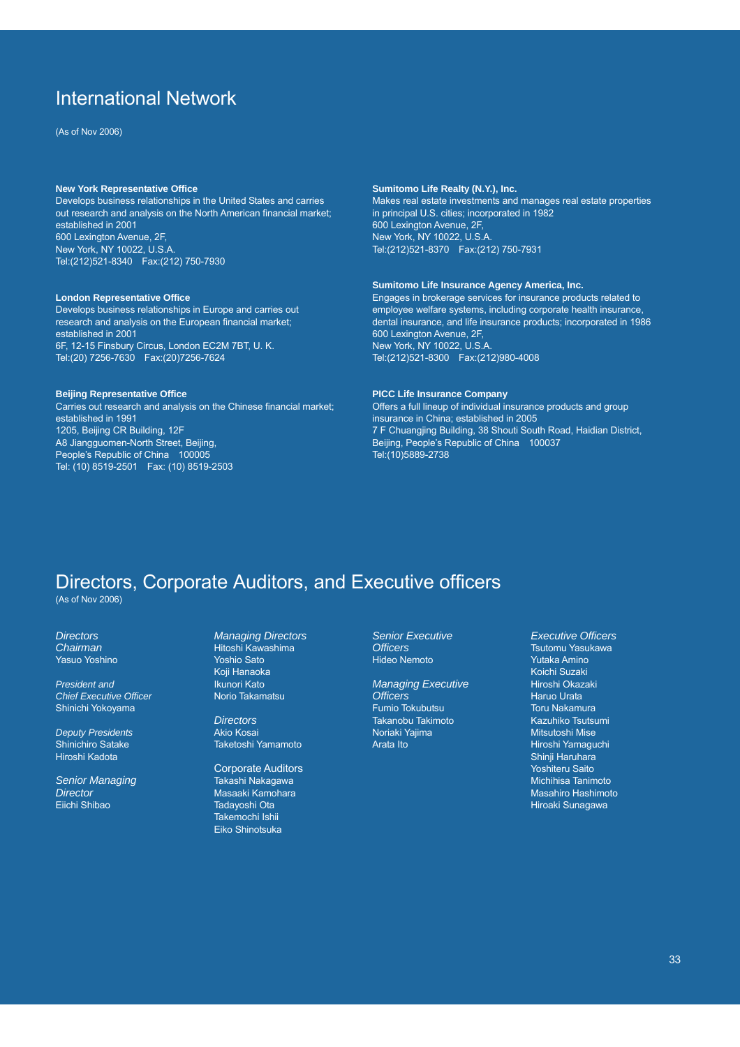## International Network

(As of Nov 2006)

**New York Representative Office**
Develops business relationships in the United States and carries out research and analysis on the North American financial market; established in 2001
600 Lexington Avenue, 2F,
New York, NY 10022, U.S.A.
Tel:(212)521-8340 Fax:(212) 750-7930

**London Representative Office**
Develops business relationships in Europe and carries out research and analysis on the European financial market; established in 2001
6F, 12-15 Finsbury Circus, London EC2M 7BT, U. K.
Tel:(20) 7256-7630 Fax:(20)7256-7624

**Beijing Representative Office**
Carries out research and analysis on the Chinese financial market; established in 1991
1205, Beijing CR Building, 12F
A8 Jiangguomen-North Street, Beijing,
People's Republic of China 100005
Tel: (10) 8519-2501 Fax: (10) 8519-2503

**Sumitomo Life Realty (N.Y.), Inc.**
Makes real estate investments and manages real estate properties in principal U.S. cities; incorporated in 1982
600 Lexington Avenue, 2F,
New York, NY 10022, U.S.A.
Tel:(212)521-8370 Fax:(212) 750-7931

**Sumitomo Life Insurance Agency America, Inc.**
Engages in brokerage services for insurance products related to employee welfare systems, including corporate health insurance, dental insurance, and life insurance products; incorporated in 1986
600 Lexington Avenue, 2F,
New York, NY 10022, U.S.A.
Tel:(212)521-8300 Fax:(212)980-4008

**PICC Life Insurance Company**
Offers a full lineup of individual insurance products and group insurance in China; established in 2005
7 F Chuangjing Building, 38 Shouti South Road, Haidian District,
Beijing, People's Republic of China 100037
Tel:(10)5889-2738

## Directors, Corporate Auditors, and Executive officers

(As of Nov 2006)

*Directors*
*Chairman*
Yasuo Yoshino

*President and Chief Executive Officer*
Shinichi Yokoyama

*Deputy Presidents*
Shinichiro Satake
Hiroshi Kadota

*Senior Managing Director*
Eiichi Shibao

*Managing Directors*
Hitoshi Kawashima
Yoshio Sato
Koji Hanaoka
Ikunori Kato
Norio Takamatsu

*Directors*
Akio Kosai
Taketoshi Yamamoto

Corporate Auditors
Takashi Nakagawa
Masaaki Kamohara
Tadayoshi Ota
Takemochi Ishii
Eiko Shinotsuka

*Senior Executive Officers*
Hideo Nemoto

*Managing Executive Officers*
Fumio Tokubutsu
Takanobu Takimoto
Noriaki Yajima
Arata Ito

*Executive Officers*
Tsutomu Yasukawa
Yutaka Amino
Koichi Suzaki
Hiroshi Okazaki
Haruo Urata
Toru Nakamura
Kazuhiko Tsutsumi
Mitsutoshi Mise
Hiroshi Yamaguchi
Shinji Haruhara
Yoshiteru Saito
Michihisa Tanimoto
Masahiro Hashimoto
Hiroaki Sunagawa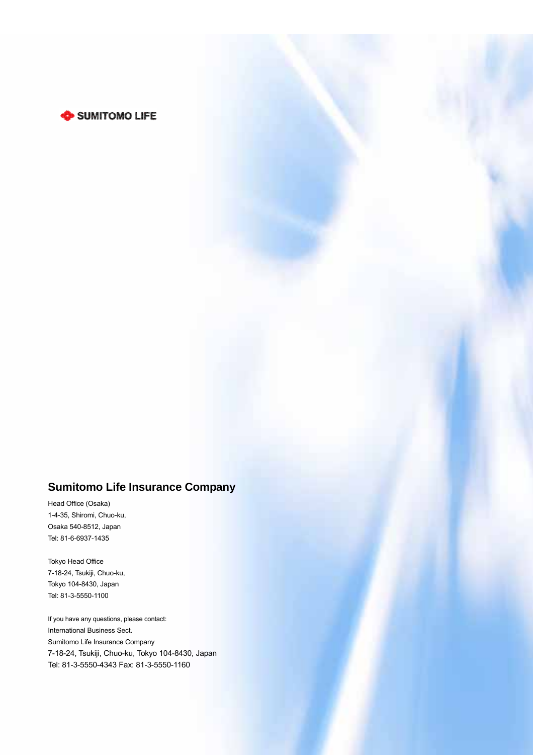SUMITOMO LIFE

## Sumitomo Life Insurance Company

Head Office (Osaka)
1-4-35, Shiromi, Chuo-ku,
Osaka 540-8512, Japan
Tel: 81-6-6937-1435

Tokyo Head Office
7-18-24, Tsukiji, Chuo-ku,
Tokyo 104-8430, Japan
Tel: 81-3-5550-1100

If you have any questions, please contact:
International Business Sect.
Sumitomo Life Insurance Company
7-18-24, Tsukiji, Chuo-ku, Tokyo 104-8430, Japan
Tel: 81-3-5550-4343 Fax: 81-3-5550-1160